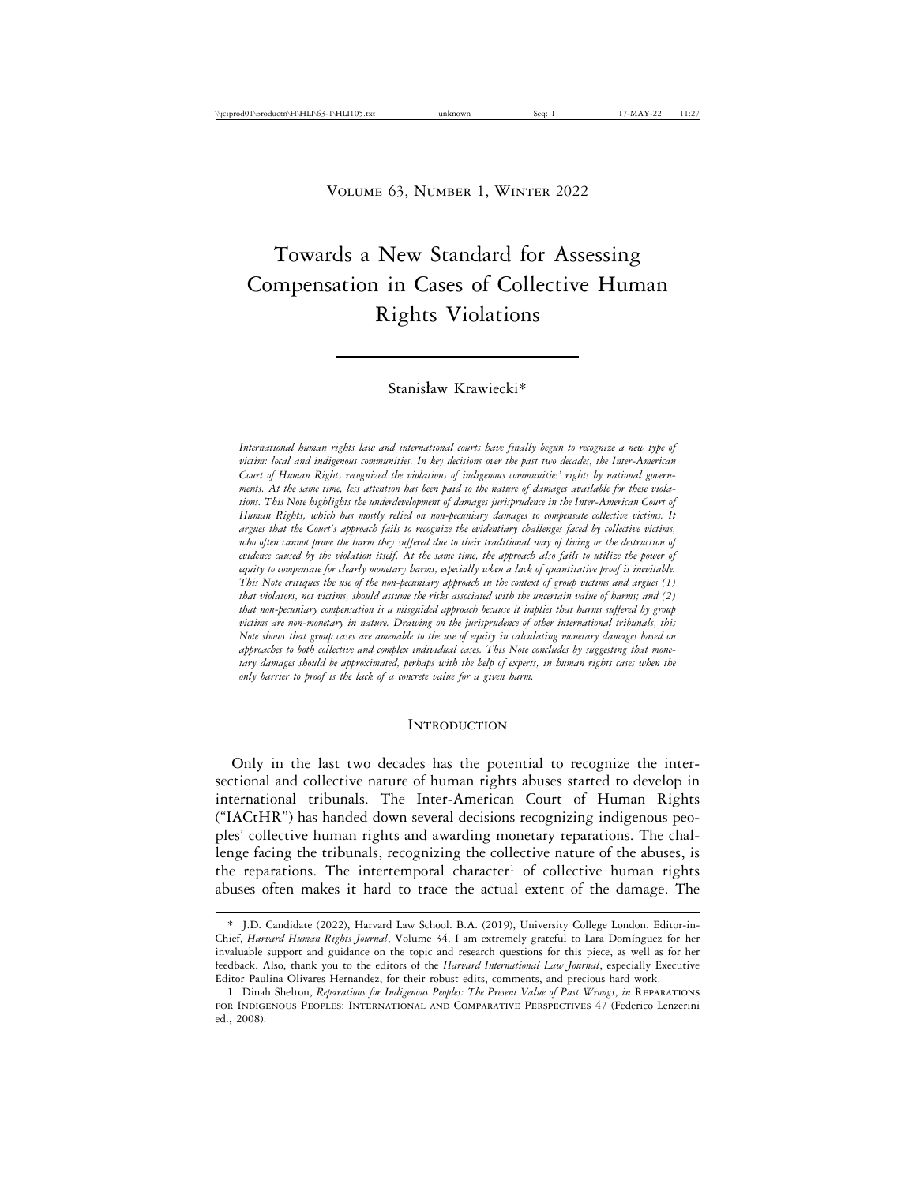Volume 63, Number 1, Winter 2022

# Towards a New Standard for Assessing Compensation in Cases of Collective Human Rights Violations

Stanisław Krawiecki*

*International human rights law and international courts have finally begun to recognize a new type of victim: local and indigenous communities. In key decisions over the past two decades, the Inter-American Court of Human Rights recognized the violations of indigenous communities' rights by national governments. At the same time, less attention has been paid to the nature of damages available for these violations. This Note highlights the underdevelopment of damages jurisprudence in the Inter-American Court of Human Rights, which has mostly relied on non-pecuniary damages to compensate collective victims. It argues that the Court's approach fails to recognize the evidentiary challenges faced by collective victims, who often cannot prove the harm they suffered due to their traditional way of living or the destruction of evidence caused by the violation itself. At the same time, the approach also fails to utilize the power of equity to compensate for clearly monetary harms, especially when a lack of quantitative proof is inevitable. This Note critiques the use of the non-pecuniary approach in the context of group victims and argues (1) that violators, not victims, should assume the risks associated with the uncertain value of harms; and (2) that non-pecuniary compensation is a misguided approach because it implies that harms suffered by group victims are non-monetary in nature. Drawing on the jurisprudence of other international tribunals, this Note shows that group cases are amenable to the use of equity in calculating monetary damages based on approaches to both collective and complex individual cases. This Note concludes by suggesting that monetary damages should be approximated, perhaps with the help of experts, in human rights cases when the only barrier to proof is the lack of a concrete value for a given harm.*

## Introduction

Only in the last two decades has the potential to recognize the intersectional and collective nature of human rights abuses started to develop in international tribunals. The Inter-American Court of Human Rights ("IACtHR") has handed down several decisions recognizing indigenous peoples' collective human rights and awarding monetary reparations. The challenge facing the tribunals, recognizing the collective nature of the abuses, is the reparations. The intertemporal character[1] of collective human rights abuses often makes it hard to trace the actual extent of the damage. The

---

\* J.D. Candidate (2022), Harvard Law School. B.A. (2019), University College London. Editor-in-Chief, *Harvard Human Rights Journal*, Volume 34. I am extremely grateful to Lara Domínguez for her invaluable support and guidance on the topic and research questions for this piece, as well as for her feedback. Also, thank you to the editors of the *Harvard International Law Journal*, especially Executive Editor Paulina Olivares Hernandez, for their robust edits, comments, and precious hard work.

1. Dinah Shelton, *Reparations for Indigenous Peoples: The Present Value of Past Wrongs*, *in* Reparations for Indigenous Peoples: International and Comparative Perspectives 47 (Federico Lenzerini ed., 2008).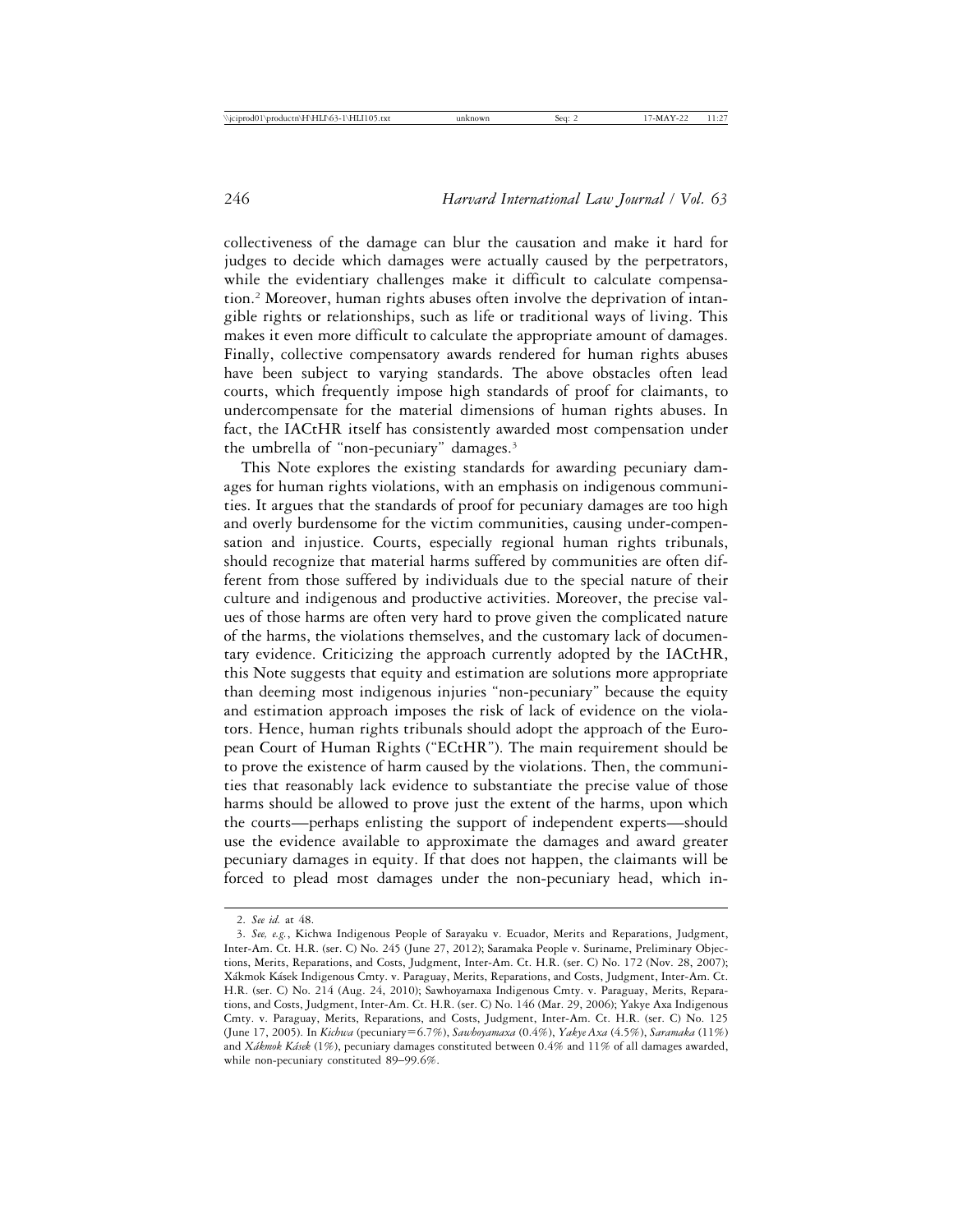collectiveness of the damage can blur the causation and make it hard for judges to decide which damages were actually caused by the perpetrators, while the evidentiary challenges make it difficult to calculate compensation.[2] Moreover, human rights abuses often involve the deprivation of intangible rights or relationships, such as life or traditional ways of living. This makes it even more difficult to calculate the appropriate amount of damages. Finally, collective compensatory awards rendered for human rights abuses have been subject to varying standards. The above obstacles often lead courts, which frequently impose high standards of proof for claimants, to undercompensate for the material dimensions of human rights abuses. In fact, the IACtHR itself has consistently awarded most compensation under the umbrella of "non-pecuniary" damages.[3]

This Note explores the existing standards for awarding pecuniary damages for human rights violations, with an emphasis on indigenous communities. It argues that the standards of proof for pecuniary damages are too high and overly burdensome for the victim communities, causing under-compensation and injustice. Courts, especially regional human rights tribunals, should recognize that material harms suffered by communities are often different from those suffered by individuals due to the special nature of their culture and indigenous and productive activities. Moreover, the precise values of those harms are often very hard to prove given the complicated nature of the harms, the violations themselves, and the customary lack of documentary evidence. Criticizing the approach currently adopted by the IACtHR, this Note suggests that equity and estimation are solutions more appropriate than deeming most indigenous injuries "non-pecuniary" because the equity and estimation approach imposes the risk of lack of evidence on the violators. Hence, human rights tribunals should adopt the approach of the European Court of Human Rights ("ECtHR"). The main requirement should be to prove the existence of harm caused by the violations. Then, the communities that reasonably lack evidence to substantiate the precise value of those harms should be allowed to prove just the extent of the harms, upon which the courts—perhaps enlisting the support of independent experts—should use the evidence available to approximate the damages and award greater pecuniary damages in equity. If that does not happen, the claimants will be forced to plead most damages under the non-pecuniary head, which in-

---

2. *See id.* at 48.

3. *See, e.g.*, Kichwa Indigenous People of Sarayaku v. Ecuador, Merits and Reparations, Judgment, Inter-Am. Ct. H.R. (ser. C) No. 245 (June 27, 2012); Saramaka People v. Suriname, Preliminary Objections, Merits, Reparations, and Costs, Judgment, Inter-Am. Ct. H.R. (ser. C) No. 172 (Nov. 28, 2007); Xákmok Kásek Indigenous Cmty. v. Paraguay, Merits, Reparations, and Costs, Judgment, Inter-Am. Ct. H.R. (ser. C) No. 214 (Aug. 24, 2010); Sawhoyamaxa Indigenous Cmty. v. Paraguay, Merits, Reparations, and Costs, Judgment, Inter-Am. Ct. H.R. (ser. C) No. 146 (Mar. 29, 2006); Yakye Axa Indigenous Cmty. v. Paraguay, Merits, Reparations, and Costs, Judgment, Inter-Am. Ct. H.R. (ser. C) No. 125 (June 17, 2005). In *Kichwa* (pecuniary=6.7%), *Sawhoyamaxa* (0.4%), *Yakye Axa* (4.5%), *Saramaka* (11%) and *Xákmok Kásek* (1%), pecuniary damages constituted between 0.4% and 11% of all damages awarded, while non-pecuniary constituted 89–99.6%.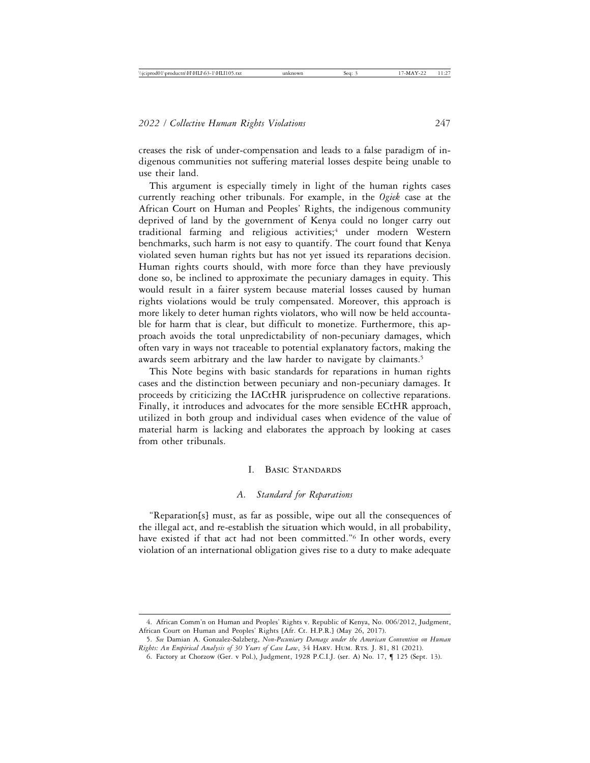creases the risk of under-compensation and leads to a false paradigm of indigenous communities not suffering material losses despite being unable to use their land.

This argument is especially timely in light of the human rights cases currently reaching other tribunals. For example, in the *Ogiek* case at the African Court on Human and Peoples' Rights, the indigenous community deprived of land by the government of Kenya could no longer carry out traditional farming and religious activities;[4] under modern Western benchmarks, such harm is not easy to quantify. The court found that Kenya violated seven human rights but has not yet issued its reparations decision. Human rights courts should, with more force than they have previously done so, be inclined to approximate the pecuniary damages in equity. This would result in a fairer system because material losses caused by human rights violations would be truly compensated. Moreover, this approach is more likely to deter human rights violators, who will now be held accountable for harm that is clear, but difficult to monetize. Furthermore, this approach avoids the total unpredictability of non-pecuniary damages, which often vary in ways not traceable to potential explanatory factors, making the awards seem arbitrary and the law harder to navigate by claimants.[5]

This Note begins with basic standards for reparations in human rights cases and the distinction between pecuniary and non-pecuniary damages. It proceeds by criticizing the IACtHR jurisprudence on collective reparations. Finally, it introduces and advocates for the more sensible ECtHR approach, utilized in both group and individual cases when evidence of the value of material harm is lacking and elaborates the approach by looking at cases from other tribunals.

## I. Basic Standards

### A. *Standard for Reparations*

"Reparation[s] must, as far as possible, wipe out all the consequences of the illegal act, and re-establish the situation which would, in all probability, have existed if that act had not been committed."[6] In other words, every violation of an international obligation gives rise to a duty to make adequate

---

4. African Comm'n on Human and Peoples' Rights v. Republic of Kenya, No. 006/2012, Judgment, African Court on Human and Peoples' Rights [Afr. Ct. H.P.R.] (May 26, 2017).

5. *See* Damian A. Gonzalez-Salzberg, *Non-Pecuniary Damage under the American Convention on Human Rights: An Empirical Analysis of 30 Years of Case Law*, 34 Harv. Hum. Rts. J. 81, 81 (2021).

6. Factory at Chorzow (Ger. v Pol.), Judgment, 1928 P.C.I.J. (ser. A) No. 17, ¶ 125 (Sept. 13).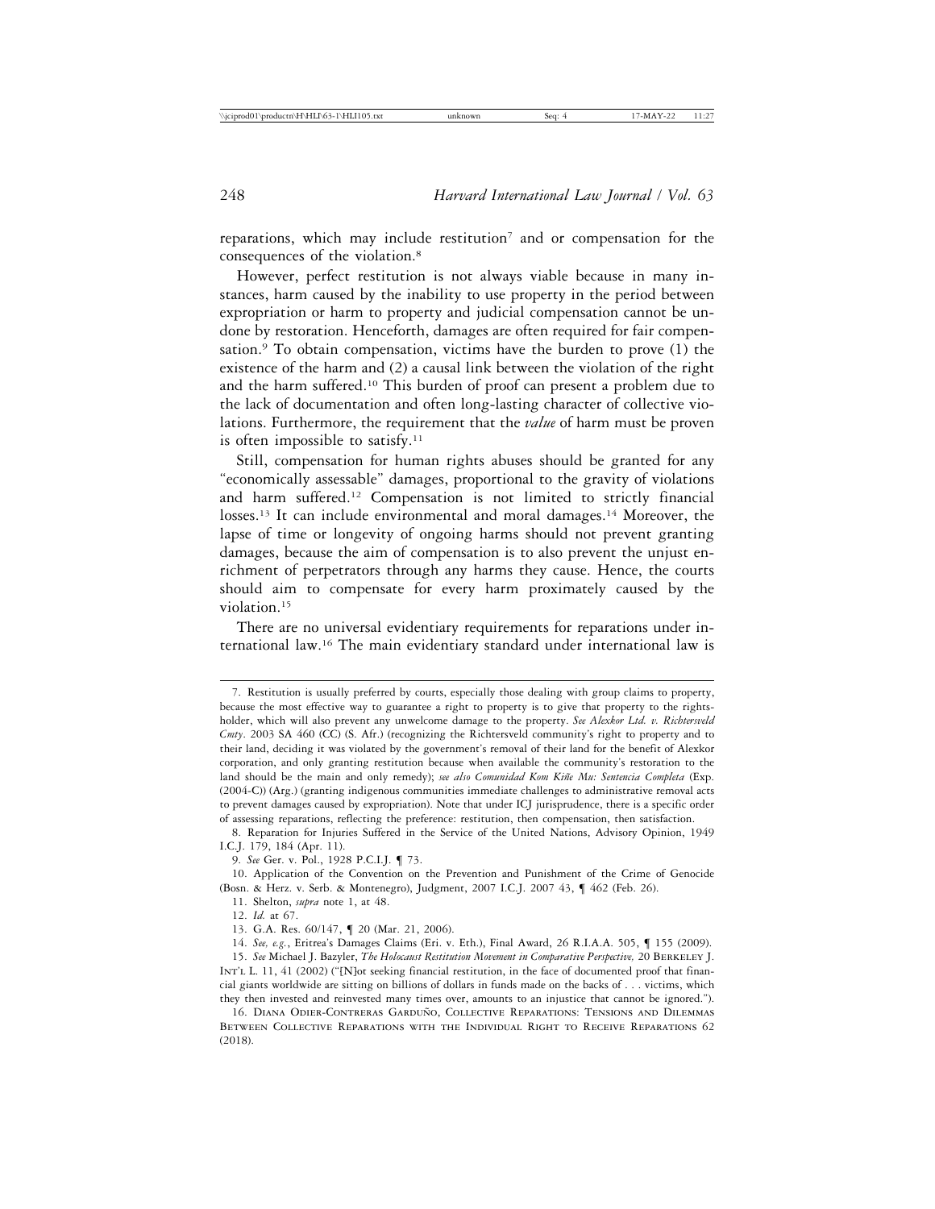reparations, which may include restitution[7] and or compensation for the consequences of the violation.[8]

However, perfect restitution is not always viable because in many instances, harm caused by the inability to use property in the period between expropriation or harm to property and judicial compensation cannot be undone by restoration. Henceforth, damages are often required for fair compensation.[9] To obtain compensation, victims have the burden to prove (1) the existence of the harm and (2) a causal link between the violation of the right and the harm suffered.[10] This burden of proof can present a problem due to the lack of documentation and often long-lasting character of collective violations. Furthermore, the requirement that the *value* of harm must be proven is often impossible to satisfy.[11]

Still, compensation for human rights abuses should be granted for any "economically assessable" damages, proportional to the gravity of violations and harm suffered.[12] Compensation is not limited to strictly financial losses.[13] It can include environmental and moral damages.[14] Moreover, the lapse of time or longevity of ongoing harms should not prevent granting damages, because the aim of compensation is to also prevent the unjust enrichment of perpetrators through any harms they cause. Hence, the courts should aim to compensate for every harm proximately caused by the violation.[15]

There are no universal evidentiary requirements for reparations under international law.[16] The main evidentiary standard under international law is

---

7. Restitution is usually preferred by courts, especially those dealing with group claims to property, because the most effective way to guarantee a right to property is to give that property to the rights-holder, which will also prevent any unwelcome damage to the property. *See Alexkor Ltd. v. Richtersveld Cmty*. 2003 SA 460 (CC) (S. Afr.) (recognizing the Richtersveld community's right to property and to their land, deciding it was violated by the government's removal of their land for the benefit of Alexkor corporation, and only granting restitution because when available the community's restoration to the land should be the main and only remedy); *see also Comunidad Kom Kiñe Mu: Sentencia Completa* (Exp. (2004-C)) (Arg.) (granting indigenous communities immediate challenges to administrative removal acts to prevent damages caused by expropriation). Note that under ICJ jurisprudence, there is a specific order of assessing reparations, reflecting the preference: restitution, then compensation, then satisfaction.

8. Reparation for Injuries Suffered in the Service of the United Nations, Advisory Opinion, 1949 I.C.J. 179, 184 (Apr. 11).

9. *See* Ger. v. Pol., 1928 P.C.I.J. ¶ 73.

10. Application of the Convention on the Prevention and Punishment of the Crime of Genocide (Bosn. & Herz. v. Serb. & Montenegro), Judgment, 2007 I.C.J. 2007 43, ¶ 462 (Feb. 26).

11. Shelton, *supra* note 1, at 48.

12. *Id.* at 67.

13. G.A. Res. 60/147, ¶ 20 (Mar. 21, 2006).

14. *See, e.g.*, Eritrea's Damages Claims (Eri. v. Eth.), Final Award, 26 R.I.A.A. 505, ¶ 155 (2009).

15. *See* Michael J. Bazyler, *The Holocaust Restitution Movement in Comparative Perspective,* 20 Berkeley J. Int'l L. 11, 41 (2002) ("[N]ot seeking financial restitution, in the face of documented proof that financial giants worldwide are sitting on billions of dollars in funds made on the backs of . . . victims, which they then invested and reinvested many times over, amounts to an injustice that cannot be ignored.").

16. Diana Odier-Contreras Garduño, Collective Reparations: Tensions and Dilemmas Between Collective Reparations with the Individual Right to Receive Reparations 62 (2018).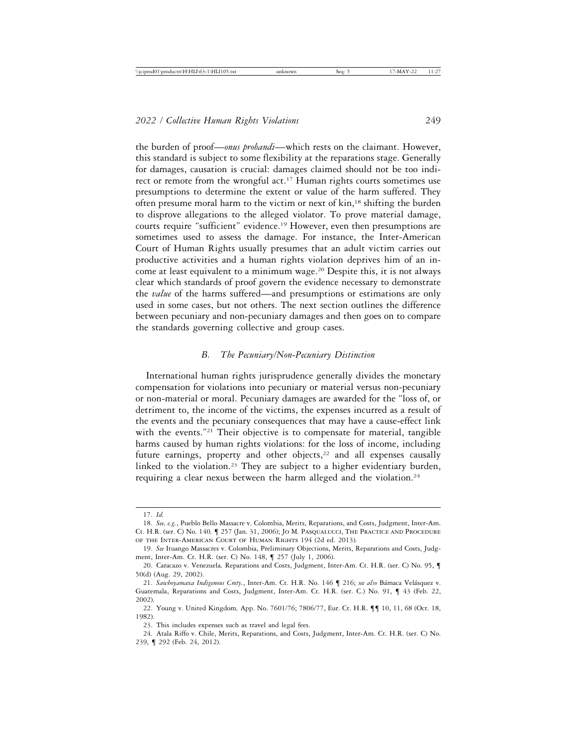the burden of proof—*onus probandi*—which rests on the claimant. However, this standard is subject to some flexibility at the reparations stage. Generally for damages, causation is crucial: damages claimed should not be too indirect or remote from the wrongful act.[17] Human rights courts sometimes use presumptions to determine the extent or value of the harm suffered. They often presume moral harm to the victim or next of kin,[18] shifting the burden to disprove allegations to the alleged violator. To prove material damage, courts require "sufficient" evidence.[19] However, even then presumptions are sometimes used to assess the damage. For instance, the Inter-American Court of Human Rights usually presumes that an adult victim carries out productive activities and a human rights violation deprives him of an income at least equivalent to a minimum wage.[20] Despite this, it is not always clear which standards of proof govern the evidence necessary to demonstrate the *value* of the harms suffered—and presumptions or estimations are only used in some cases, but not others. The next section outlines the difference between pecuniary and non-pecuniary damages and then goes on to compare the standards governing collective and group cases.

### *B. The Pecuniary/Non-Pecuniary Distinction*

International human rights jurisprudence generally divides the monetary compensation for violations into pecuniary or material versus non-pecuniary or non-material or moral. Pecuniary damages are awarded for the "loss of, or detriment to, the income of the victims, the expenses incurred as a result of the events and the pecuniary consequences that may have a cause-effect link with the events."[21] Their objective is to compensate for material, tangible harms caused by human rights violations: for the loss of income, including future earnings, property and other objects,[22] and all expenses causally linked to the violation.[23] They are subject to a higher evidentiary burden, requiring a clear nexus between the harm alleged and the violation.[24]

---

17. *Id.*

18. *See, e.g.*, Pueblo Bello Massacre v. Colombia, Merits, Reparations, and Costs, Judgment, Inter-Am. Ct. H.R. (ser. C) No. 140, ¶ 257 (Jan. 31, 2006); Jo M. Pasqualucci, The Practice and Procedure of the Inter-American Court of Human Rights 194 (2d ed. 2013).

19. *See* Ituango Massacres v. Colombia, Preliminary Objections, Merits, Reparations and Costs, Judgment, Inter-Am. Ct. H.R. (ser. C) No. 148, ¶ 257 (July 1, 2006).

20. Caracazo v. Venezuela*,* Reparations and Costs, Judgment, Inter-Am. Ct. H.R. (ser. C) No. 95, ¶ 50(d) (Aug. 29, 2002).

21. *Sawhoyamaxa Indigenous Cmty.*, Inter-Am. Ct. H.R. No. 146 ¶ 216; *see also* Bámaca Velásquez v. Guatemala, Reparations and Costs, Judgment, Inter-Am. Ct. H.R. (ser. C.) No. 91, ¶ 43 (Feb. 22, 2002).

22. Young v. United Kingdom*,* App. No. 7601/76; 7806/77, Eur. Ct. H.R. ¶¶ 10, 11, 68 (Oct. 18, 1982).

23. This includes expenses such as travel and legal fees.

24. Atala Riffo v. Chile, Merits, Reparations, and Costs, Judgment, Inter-Am. Ct. H.R. (ser. C) No. 239, ¶ 292 (Feb. 24, 2012).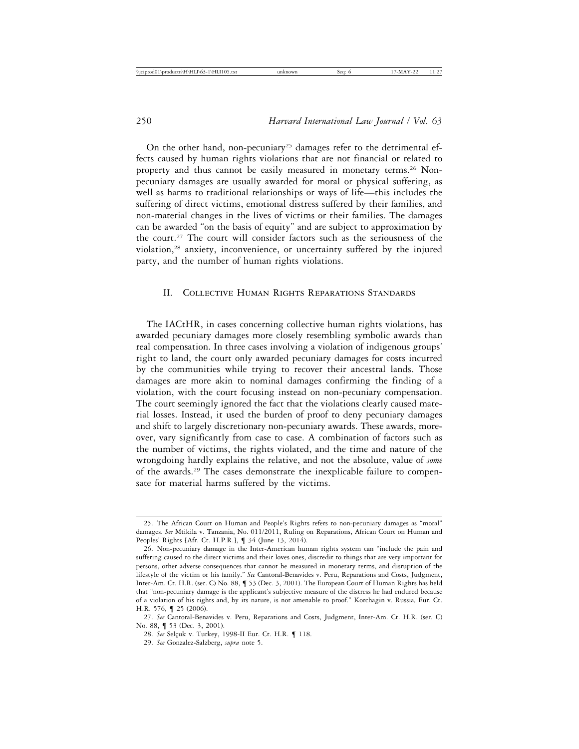On the other hand, non-pecuniary[25] damages refer to the detrimental effects caused by human rights violations that are not financial or related to property and thus cannot be easily measured in monetary terms.[26] Non-pecuniary damages are usually awarded for moral or physical suffering, as well as harms to traditional relationships or ways of life—this includes the suffering of direct victims, emotional distress suffered by their families, and non-material changes in the lives of victims or their families. The damages can be awarded "on the basis of equity" and are subject to approximation by the court.[27] The court will consider factors such as the seriousness of the violation,[28] anxiety, inconvenience, or uncertainty suffered by the injured party, and the number of human rights violations.

## II. Collective Human Rights Reparations Standards

The IACtHR, in cases concerning collective human rights violations, has awarded pecuniary damages more closely resembling symbolic awards than real compensation. In three cases involving a violation of indigenous groups' right to land, the court only awarded pecuniary damages for costs incurred by the communities while trying to recover their ancestral lands. Those damages are more akin to nominal damages confirming the finding of a violation, with the court focusing instead on non-pecuniary compensation. The court seemingly ignored the fact that the violations clearly caused material losses. Instead, it used the burden of proof to deny pecuniary damages and shift to largely discretionary non-pecuniary awards. These awards, moreover, vary significantly from case to case. A combination of factors such as the number of victims, the rights violated, and the time and nature of the wrongdoing hardly explains the relative, and not the absolute, value of *some* of the awards.[29] The cases demonstrate the inexplicable failure to compensate for material harms suffered by the victims.

---

25. The African Court on Human and People's Rights refers to non-pecuniary damages as "moral" damages. *See* Mtikila v. Tanzania, No. 011/2011, Ruling on Reparations, African Court on Human and Peoples' Rights [Afr. Ct. H.P.R.], ¶ 34 (June 13, 2014).

26. Non-pecuniary damage in the Inter-American human rights system can "include the pain and suffering caused to the direct victims and their loves ones, discredit to things that are very important for persons, other adverse consequences that cannot be measured in monetary terms, and disruption of the lifestyle of the victim or his family." *See* Cantoral-Benavides v. Peru, Reparations and Costs, Judgment, Inter-Am. Ct. H.R. (ser. C) No. 88, ¶ 53 (Dec. 3, 2001). The European Court of Human Rights has held that "non-pecuniary damage is the applicant's subjective measure of the distress he had endured because of a violation of his rights and, by its nature, is not amenable to proof." Korchagin v. Russia*,* Eur. Ct. H.R. 576, ¶ 25 (2006).

27. *See* Cantoral-Benavides v. Peru, Reparations and Costs, Judgment, Inter-Am. Ct. H.R. (ser. C) No. 88, ¶ 53 (Dec. 3, 2001).

28. *See* Selçuk v. Turkey, 1998-II Eur. Ct. H.R. ¶ 118.

29. *See* Gonzalez-Salzberg, *supra* note 5.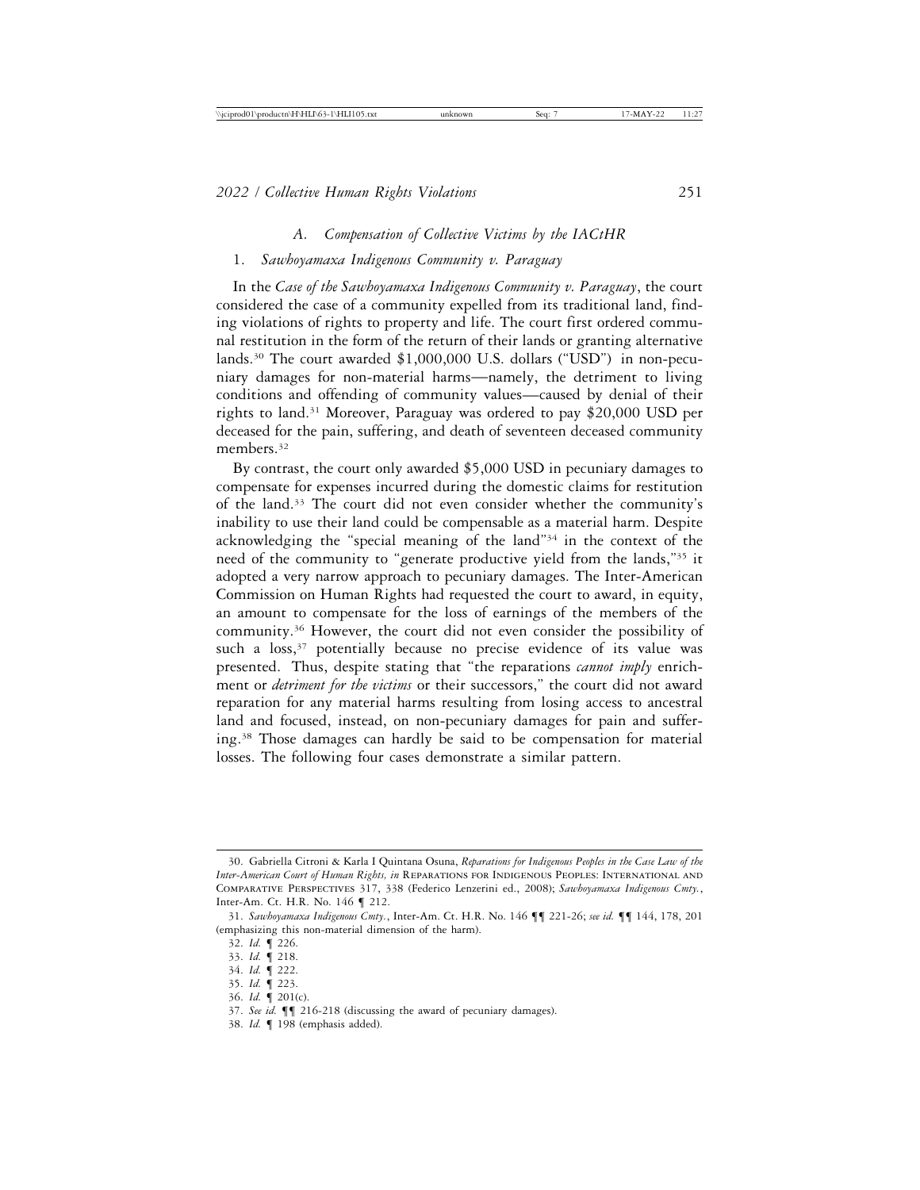### A. *Compensation of Collective Victims by the IACtHR*

#### 1. *Sawhoyamaxa Indigenous Community v. Paraguay*

In the *Case of the Sawhoyamaxa Indigenous Community v. Paraguay*, the court considered the case of a community expelled from its traditional land, finding violations of rights to property and life. The court first ordered communal restitution in the form of the return of their lands or granting alternative lands.[30] The court awarded $1,000,000 U.S. dollars ("USD") in non-pecuniary damages for non-material harms—namely, the detriment to living conditions and offending of community values—caused by denial of their rights to land.[31] Moreover, Paraguay was ordered to pay $20,000 USD per deceased for the pain, suffering, and death of seventeen deceased community members.[32]

By contrast, the court only awarded $5,000 USD in pecuniary damages to compensate for expenses incurred during the domestic claims for restitution of the land.[33] The court did not even consider whether the community's inability to use their land could be compensable as a material harm. Despite acknowledging the "special meaning of the land"[34] in the context of the need of the community to "generate productive yield from the lands,"[35] it adopted a very narrow approach to pecuniary damages. The Inter-American Commission on Human Rights had requested the court to award, in equity, an amount to compensate for the loss of earnings of the members of the community.[36] However, the court did not even consider the possibility of such a loss,[37] potentially because no precise evidence of its value was presented. Thus, despite stating that "the reparations *cannot imply* enrichment or *detriment for the victims* or their successors," the court did not award reparation for any material harms resulting from losing access to ancestral land and focused, instead, on non-pecuniary damages for pain and suffering.[38] Those damages can hardly be said to be compensation for material losses. The following four cases demonstrate a similar pattern.

---

30. Gabriella Citroni & Karla I Quintana Osuna, *Reparations for Indigenous Peoples in the Case Law of the Inter-American Court of Human Rights, in* REPARATIONS FOR INDIGENOUS PEOPLES: INTERNATIONAL AND COMPARATIVE PERSPECTIVES 317, 338 (Federico Lenzerini ed., 2008); *Sawhoyamaxa Indigenous Cmty.*, Inter-Am. Ct. H.R. No. 146 ¶ 212.

31. *Sawhoyamaxa Indigenous Cmty.*, Inter-Am. Ct. H.R. No. 146 ¶¶ 221-26; *see id.* ¶¶ 144, 178, 201 (emphasizing this non-material dimension of the harm).

32. *Id.* ¶ 226.

33. *Id.* ¶ 218.

34. *Id.* ¶ 222.

35. *Id.* ¶ 223.

36. *Id.* ¶ 201(c).

37. *See id.* ¶¶ 216-218 (discussing the award of pecuniary damages).

38. *Id.* ¶ 198 (emphasis added).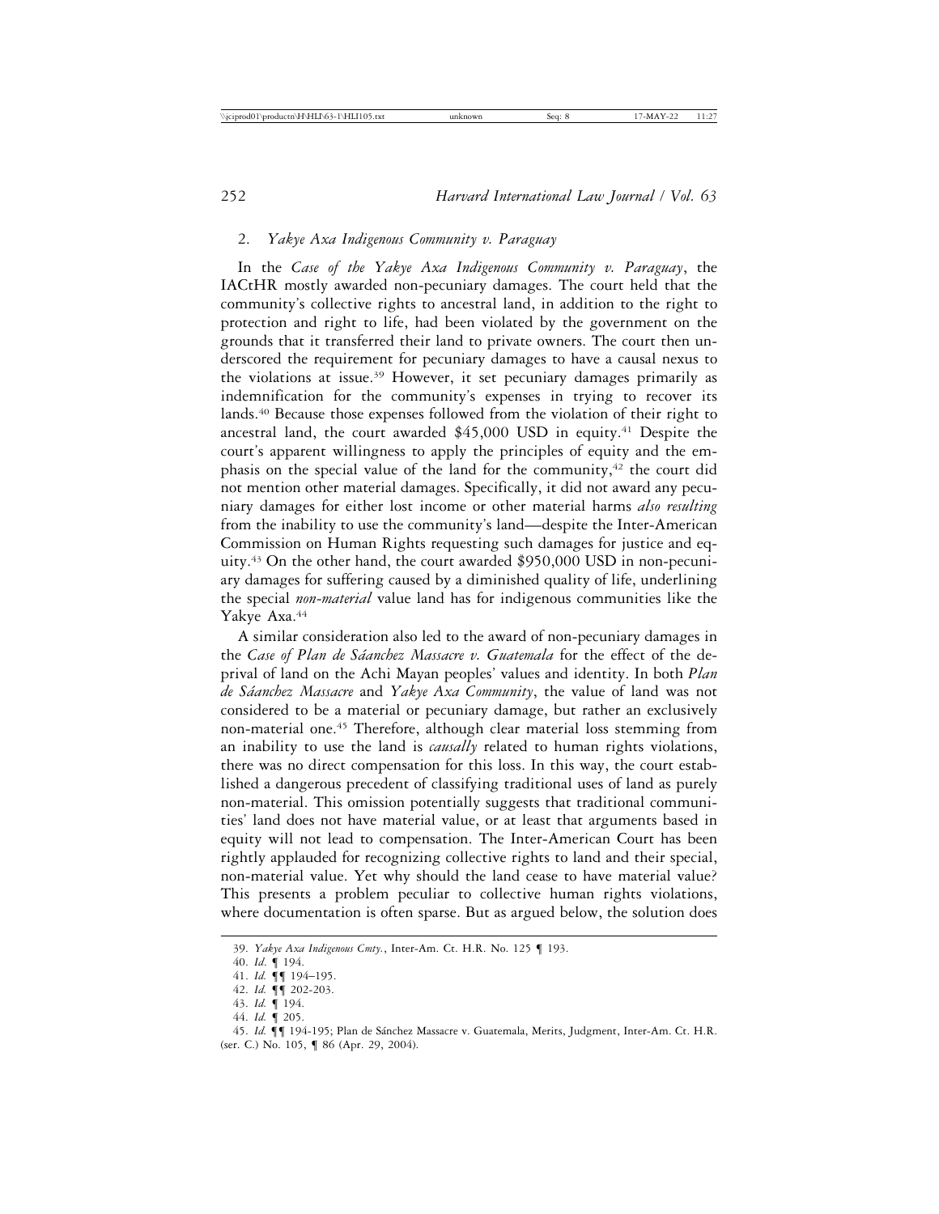### 2. *Yakye Axa Indigenous Community v. Paraguay*

In the *Case of the Yakye Axa Indigenous Community v. Paraguay*, the IACtHR mostly awarded non-pecuniary damages. The court held that the community's collective rights to ancestral land, in addition to the right to protection and right to life, had been violated by the government on the grounds that it transferred their land to private owners. The court then underscored the requirement for pecuniary damages to have a causal nexus to the violations at issue.[39] However, it set pecuniary damages primarily as indemnification for the community's expenses in trying to recover its lands.[40] Because those expenses followed from the violation of their right to ancestral land, the court awarded $45,000 USD in equity.[41] Despite the court's apparent willingness to apply the principles of equity and the emphasis on the special value of the land for the community,[42] the court did not mention other material damages. Specifically, it did not award any pecuniary damages for either lost income or other material harms *also resulting* from the inability to use the community's land—despite the Inter-American Commission on Human Rights requesting such damages for justice and equity.[43] On the other hand, the court awarded $950,000 USD in non-pecuniary damages for suffering caused by a diminished quality of life, underlining the special *non-material* value land has for indigenous communities like the Yakye Axa.[44]

A similar consideration also led to the award of non-pecuniary damages in the *Case of Plan de Sáanchez Massacre v. Guatemala* for the effect of the deprival of land on the Achi Mayan peoples' values and identity. In both *Plan de Sáanchez Massacre* and *Yakye Axa Community*, the value of land was not considered to be a material or pecuniary damage, but rather an exclusively non-material one.[45] Therefore, although clear material loss stemming from an inability to use the land is *causally* related to human rights violations, there was no direct compensation for this loss. In this way, the court established a dangerous precedent of classifying traditional uses of land as purely non-material. This omission potentially suggests that traditional communities' land does not have material value, or at least that arguments based in equity will not lead to compensation. The Inter-American Court has been rightly applauded for recognizing collective rights to land and their special, non-material value. Yet why should the land cease to have material value? This presents a problem peculiar to collective human rights violations, where documentation is often sparse. But as argued below, the solution does

---

39. *Yakye Axa Indigenous Cmty.*, Inter-Am. Ct. H.R. No. 125 ¶ 193.

40. *Id*. ¶ 194.

41. *Id.* ¶¶ 194–195.

42. *Id.* ¶¶ 202-203.

43. *Id.* ¶ 194.

44. *Id.* ¶ 205.

45. *Id.* ¶¶ 194-195; Plan de Sánchez Massacre v. Guatemala, Merits, Judgment, Inter-Am. Ct. H.R. (ser. C.) No. 105, ¶ 86 (Apr. 29, 2004).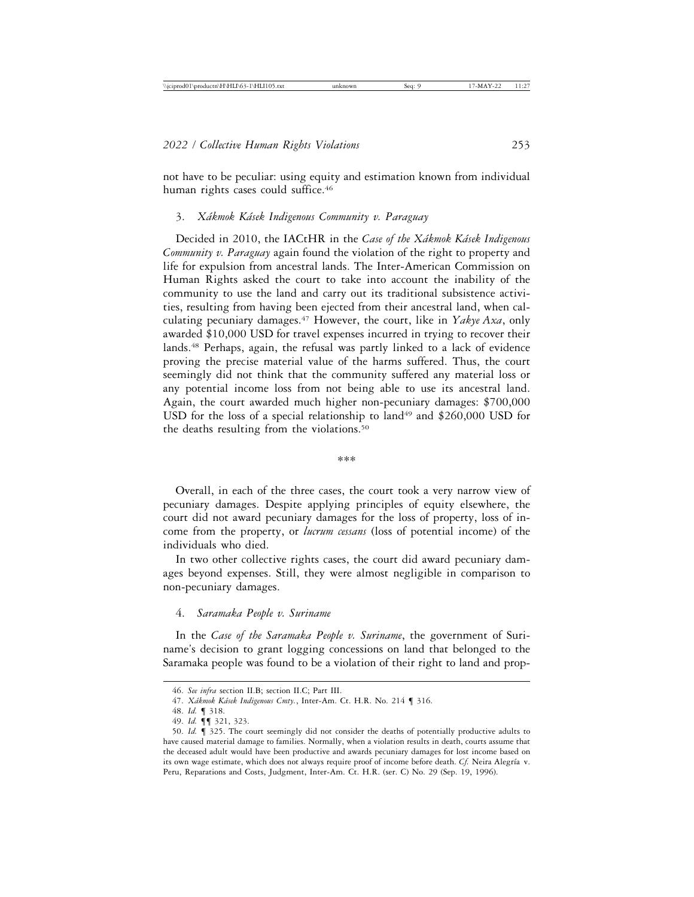not have to be peculiar: using equity and estimation known from individual human rights cases could suffice.[46]

### 3. *Xákmok Kásek Indigenous Community v. Paraguay*

Decided in 2010, the IACtHR in the *Case of the Xákmok Kásek Indigenous Community v. Paraguay* again found the violation of the right to property and life for expulsion from ancestral lands. The Inter-American Commission on Human Rights asked the court to take into account the inability of the community to use the land and carry out its traditional subsistence activities, resulting from having been ejected from their ancestral land, when calculating pecuniary damages.[47] However, the court, like in *Yakye Axa*, only awarded $10,000 USD for travel expenses incurred in trying to recover their lands.[48] Perhaps, again, the refusal was partly linked to a lack of evidence proving the precise material value of the harms suffered. Thus, the court seemingly did not think that the community suffered any material loss or any potential income loss from not being able to use its ancestral land. Again, the court awarded much higher non-pecuniary damages: $700,000 USD for the loss of a special relationship to land[49] and $260,000 USD for the deaths resulting from the violations.[50]

***

Overall, in each of the three cases, the court took a very narrow view of pecuniary damages. Despite applying principles of equity elsewhere, the court did not award pecuniary damages for the loss of property, loss of income from the property, or *lucrum cessans* (loss of potential income) of the individuals who died.

In two other collective rights cases, the court did award pecuniary damages beyond expenses. Still, they were almost negligible in comparison to non-pecuniary damages.

### 4. *Saramaka People v. Suriname*

In the *Case of the Saramaka People v. Suriname*, the government of Suriname's decision to grant logging concessions on land that belonged to the Saramaka people was found to be a violation of their right to land and prop-

---

46. *See infra* section II.B; section II.C; Part III.

47. *Xákmok Kásek Indigenous Cmty.*, Inter-Am. Ct. H.R. No. 214 ¶ 316.

48. *Id.* ¶ 318.

49. *Id.* ¶¶ 321, 323.

50. *Id.* ¶ 325. The court seemingly did not consider the deaths of potentially productive adults to have caused material damage to families. Normally, when a violation results in death, courts assume that the deceased adult would have been productive and awards pecuniary damages for lost income based on its own wage estimate, which does not always require proof of income before death. *Cf.* Neira Alegría v. Peru, Reparations and Costs, Judgment, Inter-Am. Ct. H.R. (ser. C) No. 29 (Sep. 19, 1996).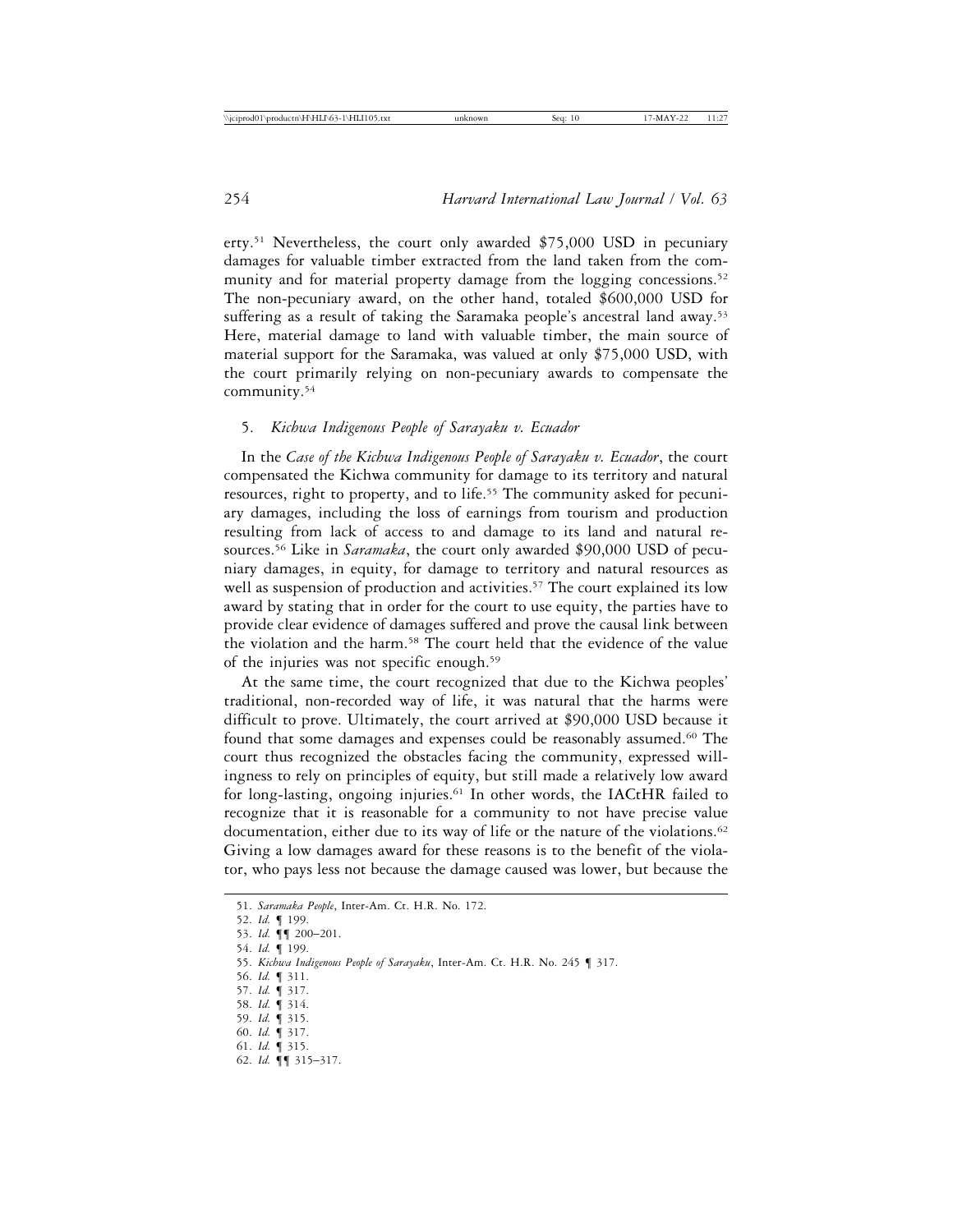erty.[51] Nevertheless, the court only awarded $75,000 USD in pecuniary damages for valuable timber extracted from the land taken from the community and for material property damage from the logging concessions.[52] The non-pecuniary award, on the other hand, totaled $600,000 USD for suffering as a result of taking the Saramaka people's ancestral land away.[53] Here, material damage to land with valuable timber, the main source of material support for the Saramaka, was valued at only $75,000 USD, with the court primarily relying on non-pecuniary awards to compensate the community.[54]

### 5. *Kichwa Indigenous People of Sarayaku v. Ecuador*

In the *Case of the Kichwa Indigenous People of Sarayaku v. Ecuador*, the court compensated the Kichwa community for damage to its territory and natural resources, right to property, and to life.[55] The community asked for pecuniary damages, including the loss of earnings from tourism and production resulting from lack of access to and damage to its land and natural resources.[56] Like in *Saramaka*, the court only awarded $90,000 USD of pecuniary damages, in equity, for damage to territory and natural resources as well as suspension of production and activities.[57] The court explained its low award by stating that in order for the court to use equity, the parties have to provide clear evidence of damages suffered and prove the causal link between the violation and the harm.[58] The court held that the evidence of the value of the injuries was not specific enough.[59]

At the same time, the court recognized that due to the Kichwa peoples' traditional, non-recorded way of life, it was natural that the harms were difficult to prove. Ultimately, the court arrived at $90,000 USD because it found that some damages and expenses could be reasonably assumed.[60] The court thus recognized the obstacles facing the community, expressed willingness to rely on principles of equity, but still made a relatively low award for long-lasting, ongoing injuries.[61] In other words, the IACtHR failed to recognize that it is reasonable for a community to not have precise value documentation, either due to its way of life or the nature of the violations.[62] Giving a low damages award for these reasons is to the benefit of the violator, who pays less not because the damage caused was lower, but because the

---

51. *Saramaka People*, Inter-Am. Ct. H.R. No. 172.
52. *Id.* ¶ 199.
53. *Id.* ¶¶ 200–201.
54. *Id.* ¶ 199.
55. *Kichwa Indigenous People of Sarayaku*, Inter-Am. Ct. H.R. No. 245 ¶ 317.
56. *Id.* ¶ 311.
57. *Id.* ¶ 317.
58. *Id.* ¶ 314.
59. *Id.* ¶ 315.
60. *Id.* ¶ 317.
61. *Id.* ¶ 315.
62. *Id.* ¶¶ 315–317.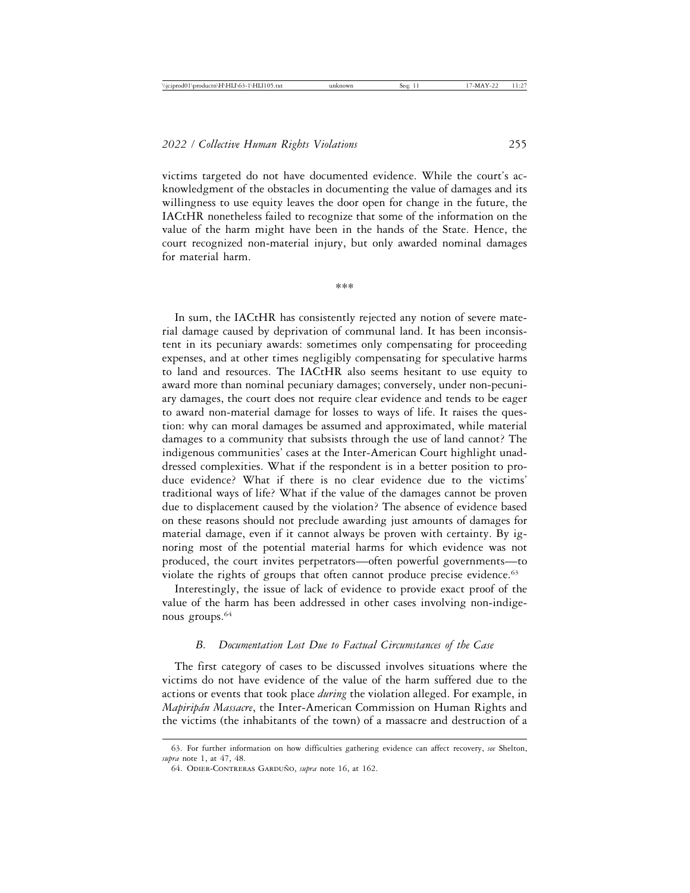victims targeted do not have documented evidence. While the court's acknowledgment of the obstacles in documenting the value of damages and its willingness to use equity leaves the door open for change in the future, the IACtHR nonetheless failed to recognize that some of the information on the value of the harm might have been in the hands of the State. Hence, the court recognized non-material injury, but only awarded nominal damages for material harm.

\*\*\*

In sum, the IACtHR has consistently rejected any notion of severe material damage caused by deprivation of communal land. It has been inconsistent in its pecuniary awards: sometimes only compensating for proceeding expenses, and at other times negligibly compensating for speculative harms to land and resources. The IACtHR also seems hesitant to use equity to award more than nominal pecuniary damages; conversely, under non-pecuniary damages, the court does not require clear evidence and tends to be eager to award non-material damage for losses to ways of life. It raises the question: why can moral damages be assumed and approximated, while material damages to a community that subsists through the use of land cannot? The indigenous communities' cases at the Inter-American Court highlight unaddressed complexities. What if the respondent is in a better position to produce evidence? What if there is no clear evidence due to the victims' traditional ways of life? What if the value of the damages cannot be proven due to displacement caused by the violation? The absence of evidence based on these reasons should not preclude awarding just amounts of damages for material damage, even if it cannot always be proven with certainty. By ignoring most of the potential material harms for which evidence was not produced, the court invites perpetrators—often powerful governments—to violate the rights of groups that often cannot produce precise evidence.[63]

Interestingly, the issue of lack of evidence to provide exact proof of the value of the harm has been addressed in other cases involving non-indigenous groups.[64]

### *B. Documentation Lost Due to Factual Circumstances of the Case*

The first category of cases to be discussed involves situations where the victims do not have evidence of the value of the harm suffered due to the actions or events that took place *during* the violation alleged. For example, in *Mapiripán Massacre*, the Inter-American Commission on Human Rights and the victims (the inhabitants of the town) of a massacre and destruction of a

63. For further information on how difficulties gathering evidence can affect recovery, *see* Shelton, *supra* note 1, at 47, 48.

64. Odier-Contreras Garduño, *supra* note 16, at 162.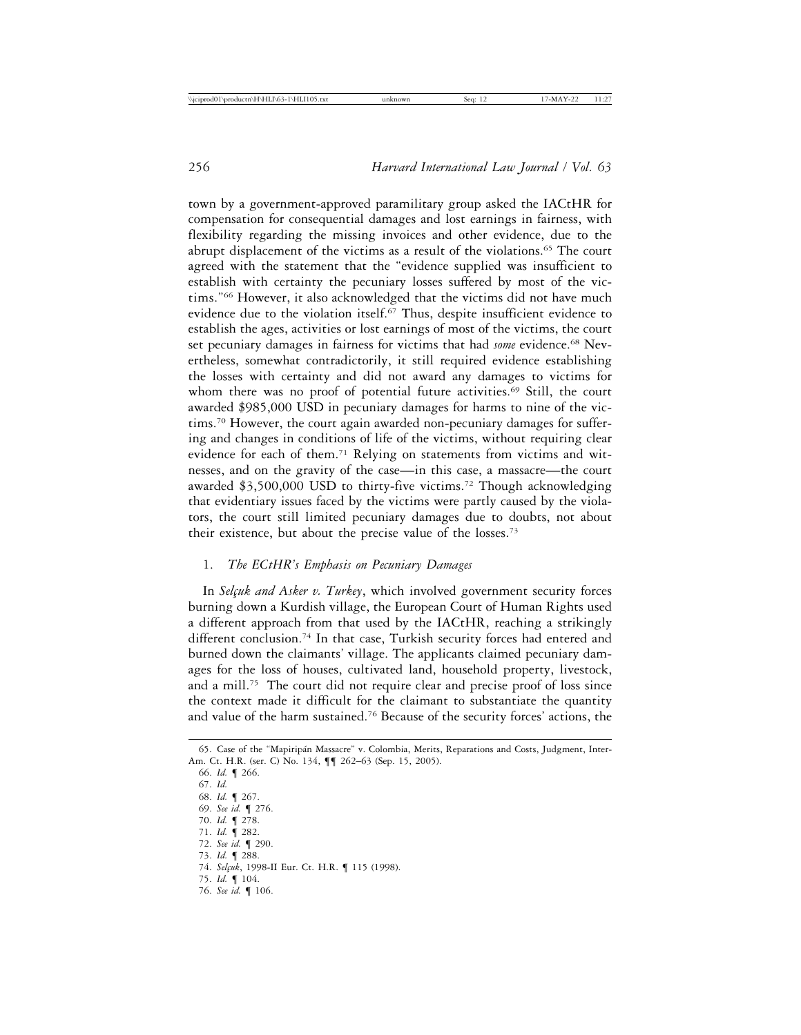town by a government-approved paramilitary group asked the IACtHR for compensation for consequential damages and lost earnings in fairness, with flexibility regarding the missing invoices and other evidence, due to the abrupt displacement of the victims as a result of the violations.[65] The court agreed with the statement that the "evidence supplied was insufficient to establish with certainty the pecuniary losses suffered by most of the victims."[66] However, it also acknowledged that the victims did not have much evidence due to the violation itself.[67] Thus, despite insufficient evidence to establish the ages, activities or lost earnings of most of the victims, the court set pecuniary damages in fairness for victims that had *some* evidence.[68] Nevertheless, somewhat contradictorily, it still required evidence establishing the losses with certainty and did not award any damages to victims for whom there was no proof of potential future activities.[69] Still, the court awarded $985,000 USD in pecuniary damages for harms to nine of the victims.[70] However, the court again awarded non-pecuniary damages for suffering and changes in conditions of life of the victims, without requiring clear evidence for each of them.[71] Relying on statements from victims and witnesses, and on the gravity of the case—in this case, a massacre—the court awarded $3,500,000 USD to thirty-five victims.[72] Though acknowledging that evidentiary issues faced by the victims were partly caused by the violators, the court still limited pecuniary damages due to doubts, not about their existence, but about the precise value of the losses.[73]

### 1. *The ECtHR's Emphasis on Pecuniary Damages*

In *Selçuk and Asker v. Turkey*, which involved government security forces burning down a Kurdish village, the European Court of Human Rights used a different approach from that used by the IACtHR, reaching a strikingly different conclusion.[74] In that case, Turkish security forces had entered and burned down the claimants' village. The applicants claimed pecuniary damages for the loss of houses, cultivated land, household property, livestock, and a mill.[75] The court did not require clear and precise proof of loss since the context made it difficult for the claimant to substantiate the quantity and value of the harm sustained.[76] Because of the security forces' actions, the

---

65. Case of the "Mapiripán Massacre" v. Colombia, Merits, Reparations and Costs, Judgment, Inter-Am. Ct. H.R. (ser. C) No. 134, ¶¶ 262–63 (Sep. 15, 2005).

66. *Id.* ¶ 266.

67. *Id.*

68. *Id.* ¶ 267.

69. *See id.* ¶ 276.

70. *Id.* ¶ 278.

71. *Id.* ¶ 282.

72. *See id.* ¶ 290.

73. *Id.* ¶ 288.

74. *Selçuk*, 1998-II Eur. Ct. H.R. ¶ 115 (1998).

75. *Id.* ¶ 104.

76. *See id.* ¶ 106.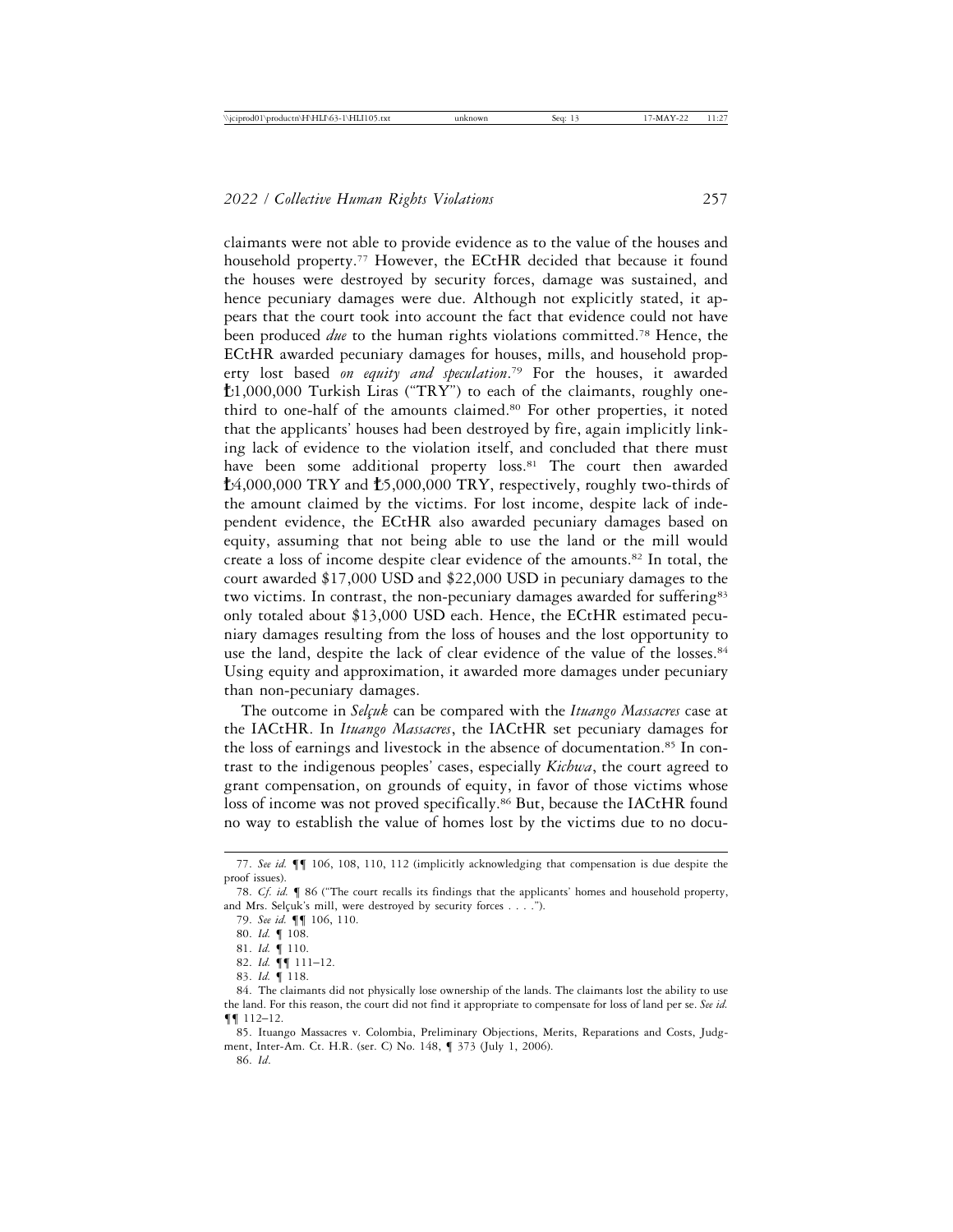claimants were not able to provide evidence as to the value of the houses and household property.[77] However, the ECtHR decided that because it found the houses were destroyed by security forces, damage was sustained, and hence pecuniary damages were due. Although not explicitly stated, it appears that the court took into account the fact that evidence could not have been produced *due* to the human rights violations committed.[78] Hence, the ECtHR awarded pecuniary damages for houses, mills, and household property lost based *on equity and speculation*.[79] For the houses, it awarded ₺1,000,000 Turkish Liras ("TRY") to each of the claimants, roughly one-third to one-half of the amounts claimed.[80] For other properties, it noted that the applicants' houses had been destroyed by fire, again implicitly linking lack of evidence to the violation itself, and concluded that there must have been some additional property loss.[81] The court then awarded ₺4,000,000 TRY and ₺5,000,000 TRY, respectively, roughly two-thirds of the amount claimed by the victims. For lost income, despite lack of independent evidence, the ECtHR also awarded pecuniary damages based on equity, assuming that not being able to use the land or the mill would create a loss of income despite clear evidence of the amounts.[82] In total, the court awarded $17,000 USD and $22,000 USD in pecuniary damages to the two victims. In contrast, the non-pecuniary damages awarded for suffering[83] only totaled about $13,000 USD each. Hence, the ECtHR estimated pecuniary damages resulting from the loss of houses and the lost opportunity to use the land, despite the lack of clear evidence of the value of the losses.[84] Using equity and approximation, it awarded more damages under pecuniary than non-pecuniary damages.

The outcome in *Selçuk* can be compared with the *Ituango Massacres* case at the IACtHR. In *Ituango Massacres*, the IACtHR set pecuniary damages for the loss of earnings and livestock in the absence of documentation.[85] In contrast to the indigenous peoples' cases, especially *Kichwa*, the court agreed to grant compensation, on grounds of equity, in favor of those victims whose loss of income was not proved specifically.[86] But, because the IACtHR found no way to establish the value of homes lost by the victims due to no docu-

---

77. *See id.* ¶¶ 106, 108, 110, 112 (implicitly acknowledging that compensation is due despite the proof issues).

78. *Cf. id.* ¶ 86 ("The court recalls its findings that the applicants' homes and household property, and Mrs. Selçuk's mill, were destroyed by security forces . . . .").

79. *See id.* ¶¶ 106, 110.

80. *Id.* ¶ 108.

81. *Id.* ¶ 110.

82. *Id.* ¶¶ 111–12.

83. *Id.* ¶ 118.

84. The claimants did not physically lose ownership of the lands. The claimants lost the ability to use the land. For this reason, the court did not find it appropriate to compensate for loss of land per se. *See id.* ¶¶ 112–12.

85. Ituango Massacres v. Colombia, Preliminary Objections, Merits, Reparations and Costs, Judgment, Inter-Am. Ct. H.R. (ser. C) No. 148, ¶ 373 (July 1, 2006).

86. *Id*.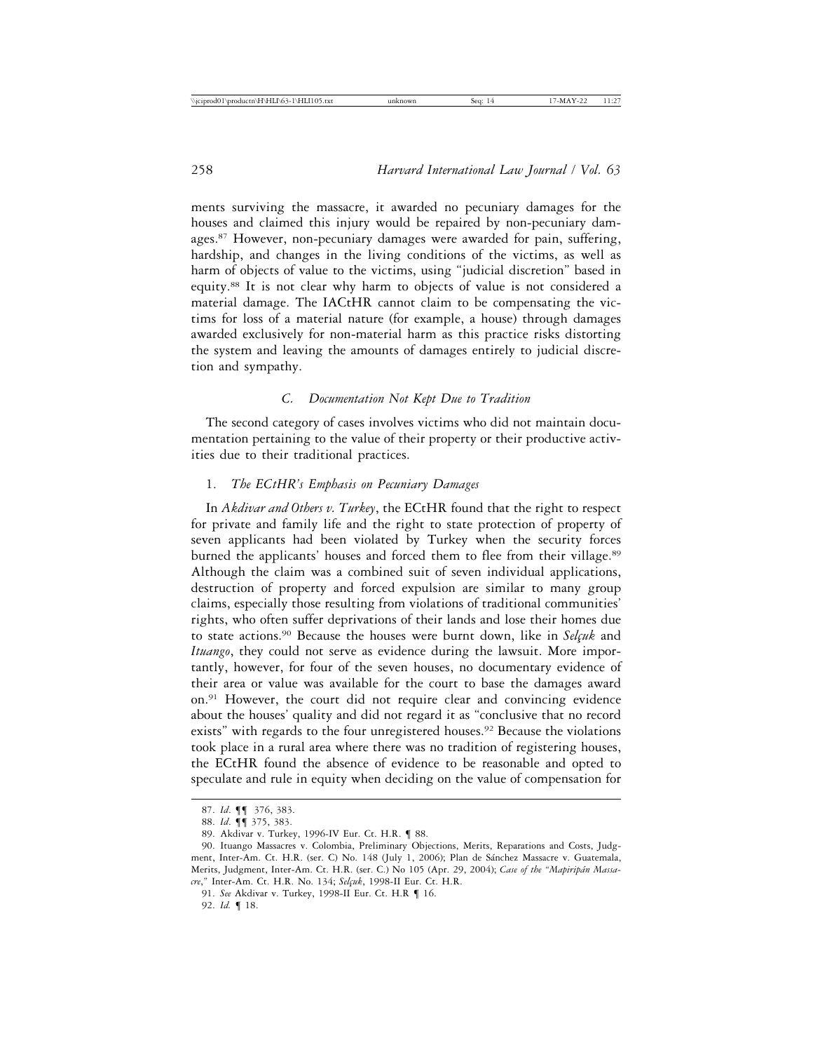ments surviving the massacre, it awarded no pecuniary damages for the houses and claimed this injury would be repaired by non-pecuniary damages.[87] However, non-pecuniary damages were awarded for pain, suffering, hardship, and changes in the living conditions of the victims, as well as harm of objects of value to the victims, using "judicial discretion" based in equity.[88] It is not clear why harm to objects of value is not considered a material damage. The IACtHR cannot claim to be compensating the victims for loss of a material nature (for example, a house) through damages awarded exclusively for non-material harm as this practice risks distorting the system and leaving the amounts of damages entirely to judicial discretion and sympathy.

### *C. Documentation Not Kept Due to Tradition*

The second category of cases involves victims who did not maintain documentation pertaining to the value of their property or their productive activities due to their traditional practices.

#### 1. *The ECtHR's Emphasis on Pecuniary Damages*

In *Akdivar and Others v. Turkey*, the ECtHR found that the right to respect for private and family life and the right to state protection of property of seven applicants had been violated by Turkey when the security forces burned the applicants' houses and forced them to flee from their village.[89] Although the claim was a combined suit of seven individual applications, destruction of property and forced expulsion are similar to many group claims, especially those resulting from violations of traditional communities' rights, who often suffer deprivations of their lands and lose their homes due to state actions.[90] Because the houses were burnt down, like in *Selçuk* and *Ituango*, they could not serve as evidence during the lawsuit. More importantly, however, for four of the seven houses, no documentary evidence of their area or value was available for the court to base the damages award on.[91] However, the court did not require clear and convincing evidence about the houses' quality and did not regard it as "conclusive that no record exists" with regards to the four unregistered houses.[92] Because the violations took place in a rural area where there was no tradition of registering houses, the ECtHR found the absence of evidence to be reasonable and opted to speculate and rule in equity when deciding on the value of compensation for

---

87. *Id.* ¶¶ 376, 383.

88. *Id.* ¶¶ 375, 383.

89. Akdivar v. Turkey, 1996-IV Eur. Ct. H.R. ¶ 88.

90. Ituango Massacres v. Colombia, Preliminary Objections, Merits, Reparations and Costs, Judgment, Inter-Am. Ct. H.R. (ser. C) No. 148 (July 1, 2006); Plan de Sánchez Massacre v. Guatemala, Merits, Judgment, Inter-Am. Ct. H.R. (ser. C.) No 105 (Apr. 29, 2004); *Case of the "Mapiripán Massacre*," Inter-Am. Ct. H.R. No. 134; *Selçuk*, 1998-II Eur. Ct. H.R.

91. *See* Akdivar v. Turkey, 1998-II Eur. Ct. H.R ¶ 16.

92. *Id.* ¶ 18.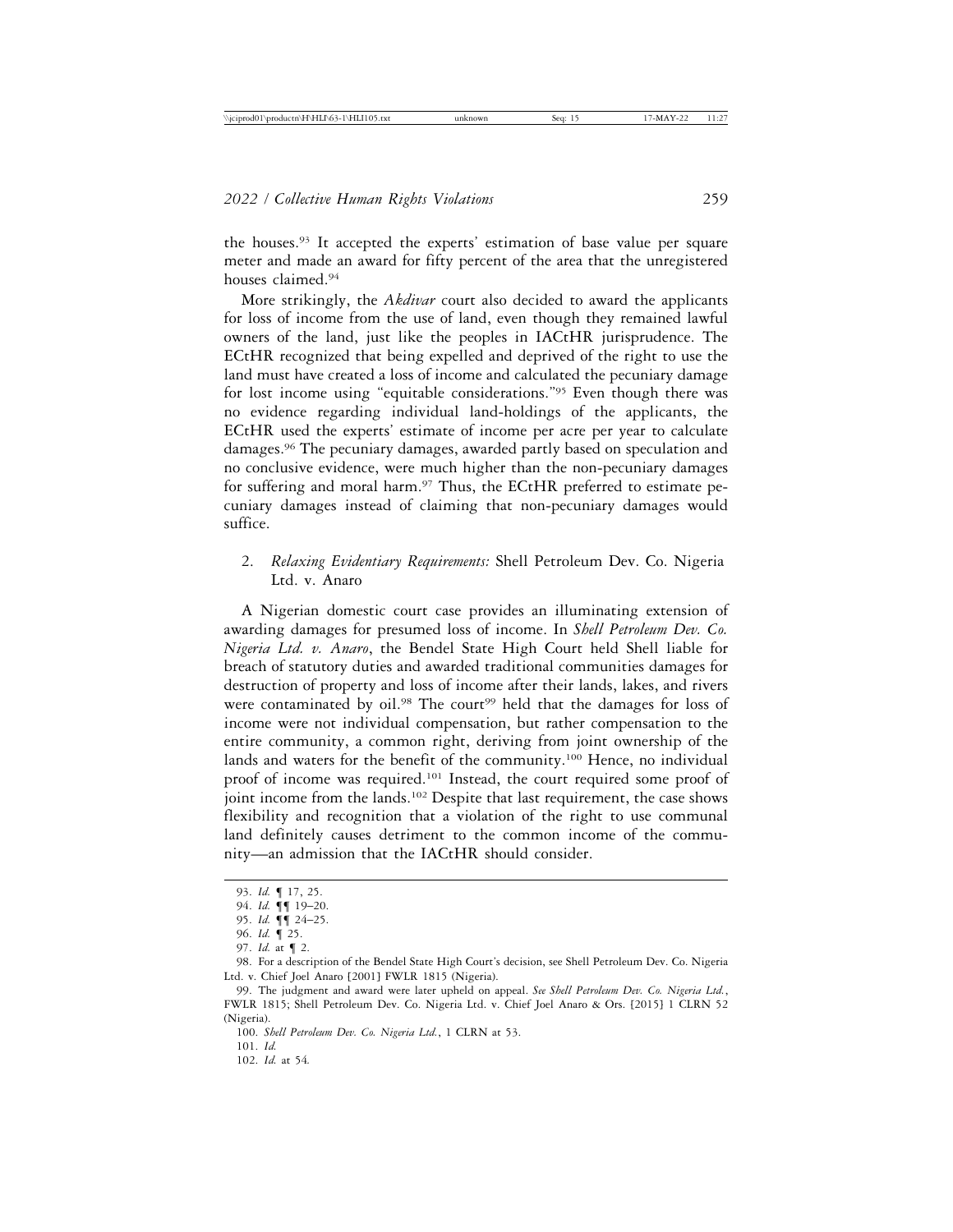the houses.[93] It accepted the experts' estimation of base value per square meter and made an award for fifty percent of the area that the unregistered houses claimed.[94]

More strikingly, the *Akdivar* court also decided to award the applicants for loss of income from the use of land, even though they remained lawful owners of the land, just like the peoples in IACtHR jurisprudence. The ECtHR recognized that being expelled and deprived of the right to use the land must have created a loss of income and calculated the pecuniary damage for lost income using "equitable considerations."[95] Even though there was no evidence regarding individual land-holdings of the applicants, the ECtHR used the experts' estimate of income per acre per year to calculate damages.[96] The pecuniary damages, awarded partly based on speculation and no conclusive evidence, were much higher than the non-pecuniary damages for suffering and moral harm.[97] Thus, the ECtHR preferred to estimate pecuniary damages instead of claiming that non-pecuniary damages would suffice.

### 2. *Relaxing Evidentiary Requirements:* Shell Petroleum Dev. Co. Nigeria Ltd. v. Anaro

A Nigerian domestic court case provides an illuminating extension of awarding damages for presumed loss of income. In *Shell Petroleum Dev. Co. Nigeria Ltd. v. Anaro*, the Bendel State High Court held Shell liable for breach of statutory duties and awarded traditional communities damages for destruction of property and loss of income after their lands, lakes, and rivers were contaminated by oil.[98] The court[99] held that the damages for loss of income were not individual compensation, but rather compensation to the entire community, a common right, deriving from joint ownership of the lands and waters for the benefit of the community.[100] Hence, no individual proof of income was required.[101] Instead, the court required some proof of joint income from the lands.[102] Despite that last requirement, the case shows flexibility and recognition that a violation of the right to use communal land definitely causes detriment to the common income of the community—an admission that the IACtHR should consider.

---

93. *Id.* ¶ 17, 25.

94. *Id.* ¶¶ 19–20.

95. *Id.* ¶¶ 24–25.

96. *Id.* ¶ 25.

97. *Id.* at ¶ 2.

98. For a description of the Bendel State High Court's decision, see Shell Petroleum Dev. Co. Nigeria Ltd. v. Chief Joel Anaro [2001] FWLR 1815 (Nigeria).

99. The judgment and award were later upheld on appeal. *See Shell Petroleum Dev. Co. Nigeria Ltd.*, FWLR 1815; Shell Petroleum Dev. Co. Nigeria Ltd. v. Chief Joel Anaro & Ors. [2015] 1 CLRN 52 (Nigeria).

100. *Shell Petroleum Dev. Co. Nigeria Ltd.*, 1 CLRN at 53.

101. *Id.*

102. *Id.* at 54.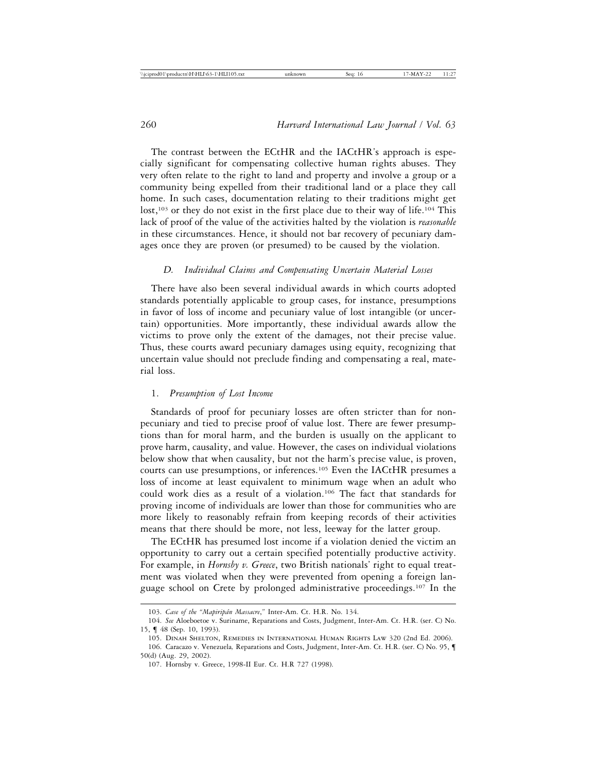The contrast between the ECtHR and the IACtHR's approach is especially significant for compensating collective human rights abuses. They very often relate to the right to land and property and involve a group or a community being expelled from their traditional land or a place they call home. In such cases, documentation relating to their traditions might get lost,[103] or they do not exist in the first place due to their way of life.[104] This lack of proof of the value of the activities halted by the violation is *reasonable* in these circumstances. Hence, it should not bar recovery of pecuniary damages once they are proven (or presumed) to be caused by the violation.

### *D. Individual Claims and Compensating Uncertain Material Losses*

There have also been several individual awards in which courts adopted standards potentially applicable to group cases, for instance, presumptions in favor of loss of income and pecuniary value of lost intangible (or uncertain) opportunities. More importantly, these individual awards allow the victims to prove only the extent of the damages, not their precise value. Thus, these courts award pecuniary damages using equity, recognizing that uncertain value should not preclude finding and compensating a real, material loss.

#### 1. *Presumption of Lost Income*

Standards of proof for pecuniary losses are often stricter than for non-pecuniary and tied to precise proof of value lost. There are fewer presumptions than for moral harm, and the burden is usually on the applicant to prove harm, causality, and value. However, the cases on individual violations below show that when causality, but not the harm's precise value, is proven, courts can use presumptions, or inferences.[105] Even the IACtHR presumes a loss of income at least equivalent to minimum wage when an adult who could work dies as a result of a violation.[106] The fact that standards for proving income of individuals are lower than those for communities who are more likely to reasonably refrain from keeping records of their activities means that there should be more, not less, leeway for the latter group.

The ECtHR has presumed lost income if a violation denied the victim an opportunity to carry out a certain specified potentially productive activity. For example, in *Hornsby v. Greece*, two British nationals' right to equal treatment was violated when they were prevented from opening a foreign language school on Crete by prolonged administrative proceedings.[107] In the

---

103. *Case of the "Mapiripán Massacre,"* Inter-Am. Ct. H.R. No. 134.

104. *See* Aloeboetoe v. Suriname, Reparations and Costs, Judgment, Inter-Am. Ct. H.R. (ser. C) No. 15, ¶ 48 (Sep. 10, 1993).

105. Dinah Shelton, Remedies in International Human Rights Law 320 (2nd Ed. 2006).

106. Caracazo v. Venezuela, Reparations and Costs, Judgment, Inter-Am. Ct. H.R. (ser. C) No. 95, ¶ 50(d) (Aug. 29, 2002).

107. Hornsby v. Greece, 1998-II Eur. Ct. H.R 727 (1998).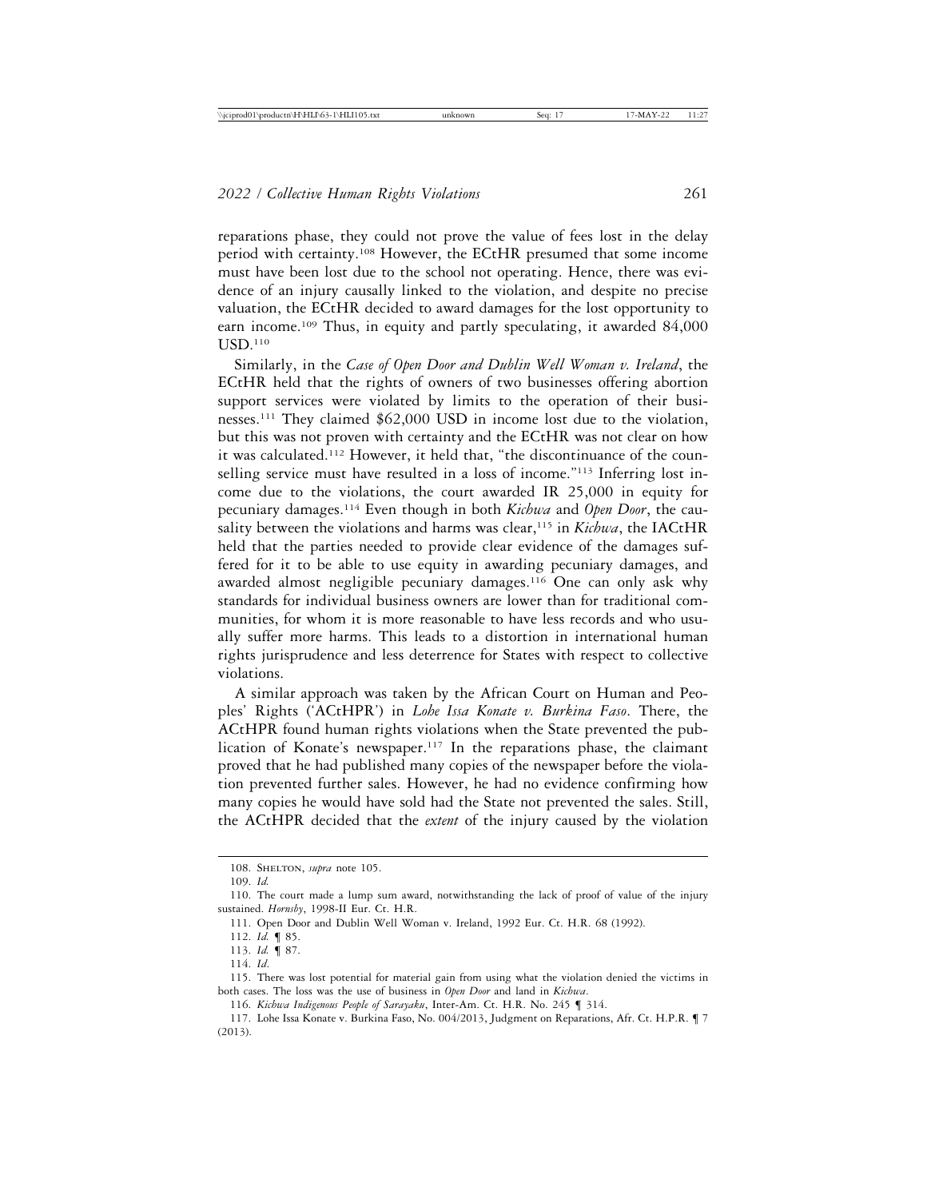reparations phase, they could not prove the value of fees lost in the delay period with certainty.[108] However, the ECtHR presumed that some income must have been lost due to the school not operating. Hence, there was evidence of an injury causally linked to the violation, and despite no precise valuation, the ECtHR decided to award damages for the lost opportunity to earn income.[109] Thus, in equity and partly speculating, it awarded 84,000 USD.[110]

Similarly, in the *Case of Open Door and Dublin Well Woman v. Ireland*, the ECtHR held that the rights of owners of two businesses offering abortion support services were violated by limits to the operation of their businesses.[111] They claimed $62,000 USD in income lost due to the violation, but this was not proven with certainty and the ECtHR was not clear on how it was calculated.[112] However, it held that, "the discontinuance of the counselling service must have resulted in a loss of income."[113] Inferring lost income due to the violations, the court awarded IR 25,000 in equity for pecuniary damages.[114] Even though in both *Kichwa* and *Open Door*, the causality between the violations and harms was clear,[115] in *Kichwa*, the IACtHR held that the parties needed to provide clear evidence of the damages suffered for it to be able to use equity in awarding pecuniary damages, and awarded almost negligible pecuniary damages.[116] One can only ask why standards for individual business owners are lower than for traditional communities, for whom it is more reasonable to have less records and who usually suffer more harms. This leads to a distortion in international human rights jurisprudence and less deterrence for States with respect to collective violations.

A similar approach was taken by the African Court on Human and Peoples' Rights ('ACtHPR') in *Lohe Issa Konate v. Burkina Faso*. There, the ACtHPR found human rights violations when the State prevented the publication of Konate's newspaper.[117] In the reparations phase, the claimant proved that he had published many copies of the newspaper before the violation prevented further sales. However, he had no evidence confirming how many copies he would have sold had the State not prevented the sales. Still, the ACtHPR decided that the *extent* of the injury caused by the violation

108. Shelton, *supra* note 105.

109. *Id.*

110. The court made a lump sum award, notwithstanding the lack of proof of value of the injury sustained. *Hornsby*, 1998-II Eur. Ct. H.R.

111. Open Door and Dublin Well Woman v. Ireland, 1992 Eur. Ct. H.R. 68 (1992).

112. *Id.* ¶ 85.

113. *Id.* ¶ 87.

114. *Id.*

115. There was lost potential for material gain from using what the violation denied the victims in both cases. The loss was the use of business in *Open Door* and land in *Kichwa*.

116. *Kichwa Indigenous People of Sarayaku*, Inter-Am. Ct. H.R. No. 245 ¶ 314.

117. Lohe Issa Konate v. Burkina Faso, No. 004/2013, Judgment on Reparations, Afr. Ct. H.P.R. ¶ 7 (2013).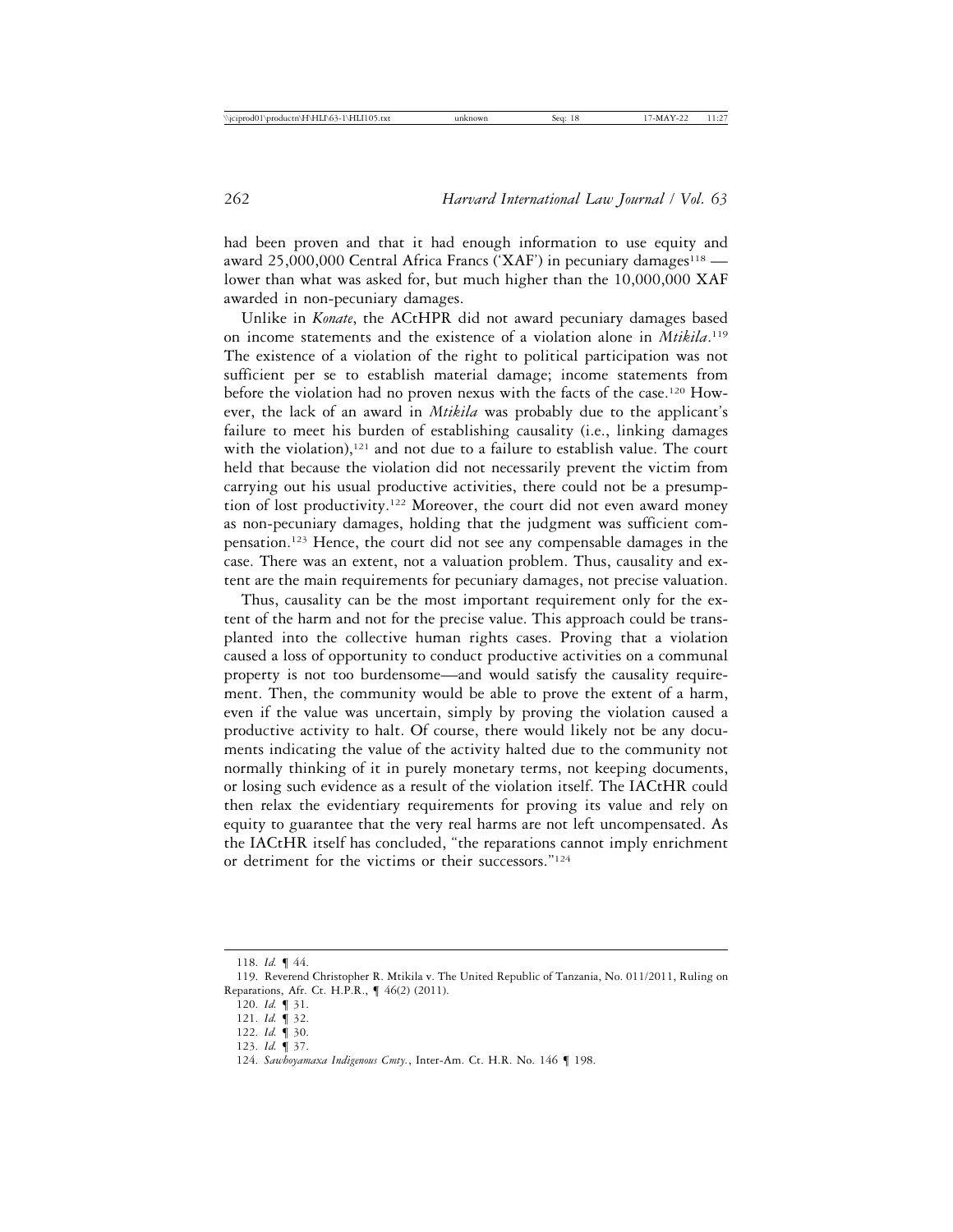had been proven and that it had enough information to use equity and award 25,000,000 Central Africa Francs ('XAF') in pecuniary damages[118] — lower than what was asked for, but much higher than the 10,000,000 XAF awarded in non-pecuniary damages.

Unlike in *Konate*, the ACtHPR did not award pecuniary damages based on income statements and the existence of a violation alone in *Mtikila*.[119] The existence of a violation of the right to political participation was not sufficient per se to establish material damage; income statements from before the violation had no proven nexus with the facts of the case.[120] However, the lack of an award in *Mtikila* was probably due to the applicant's failure to meet his burden of establishing causality (i.e., linking damages with the violation),[121] and not due to a failure to establish value. The court held that because the violation did not necessarily prevent the victim from carrying out his usual productive activities, there could not be a presumption of lost productivity.[122] Moreover, the court did not even award money as non-pecuniary damages, holding that the judgment was sufficient compensation.[123] Hence, the court did not see any compensable damages in the case. There was an extent, not a valuation problem. Thus, causality and extent are the main requirements for pecuniary damages, not precise valuation.

Thus, causality can be the most important requirement only for the extent of the harm and not for the precise value. This approach could be transplanted into the collective human rights cases. Proving that a violation caused a loss of opportunity to conduct productive activities on a communal property is not too burdensome—and would satisfy the causality requirement. Then, the community would be able to prove the extent of a harm, even if the value was uncertain, simply by proving the violation caused a productive activity to halt. Of course, there would likely not be any documents indicating the value of the activity halted due to the community not normally thinking of it in purely monetary terms, not keeping documents, or losing such evidence as a result of the violation itself. The IACtHR could then relax the evidentiary requirements for proving its value and rely on equity to guarantee that the very real harms are not left uncompensated. As the IACtHR itself has concluded, "the reparations cannot imply enrichment or detriment for the victims or their successors."[124]

---

118. *Id.* ¶ 44.

119. Reverend Christopher R. Mtikila v. The United Republic of Tanzania, No. 011/2011, Ruling on Reparations, Afr. Ct. H.P.R., ¶ 46(2) (2011).

120. *Id.* ¶ 31.

121. *Id.* ¶ 32.

122. *Id.* ¶ 30.

123. *Id.* ¶ 37.

124. *Sawhoyamaxa Indigenous Cmty.*, Inter-Am. Ct. H.R. No. 146 ¶ 198.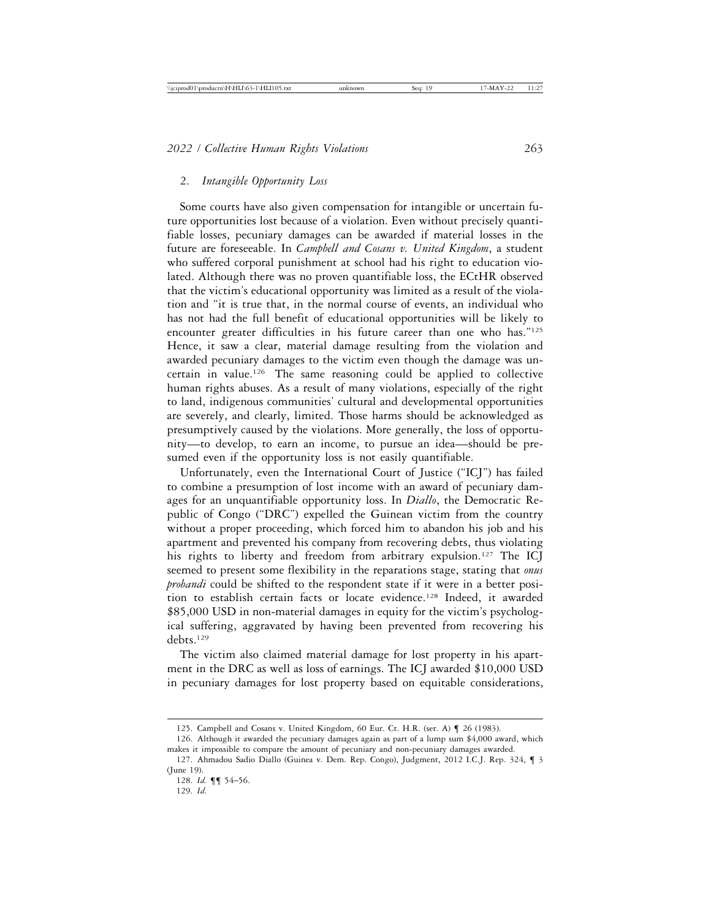### 2. *Intangible Opportunity Loss*

Some courts have also given compensation for intangible or uncertain future opportunities lost because of a violation. Even without precisely quantifiable losses, pecuniary damages can be awarded if material losses in the future are foreseeable. In *Campbell and Cosans v. United Kingdom*, a student who suffered corporal punishment at school had his right to education violated. Although there was no proven quantifiable loss, the ECtHR observed that the victim's educational opportunity was limited as a result of the violation and "it is true that, in the normal course of events, an individual who has not had the full benefit of educational opportunities will be likely to encounter greater difficulties in his future career than one who has."[125] Hence, it saw a clear, material damage resulting from the violation and awarded pecuniary damages to the victim even though the damage was uncertain in value.[126] The same reasoning could be applied to collective human rights abuses. As a result of many violations, especially of the right to land, indigenous communities' cultural and developmental opportunities are severely, and clearly, limited. Those harms should be acknowledged as presumptively caused by the violations. More generally, the loss of opportunity—to develop, to earn an income, to pursue an idea—should be presumed even if the opportunity loss is not easily quantifiable.

Unfortunately, even the International Court of Justice ("ICJ") has failed to combine a presumption of lost income with an award of pecuniary damages for an unquantifiable opportunity loss. In *Diallo*, the Democratic Republic of Congo ("DRC") expelled the Guinean victim from the country without a proper proceeding, which forced him to abandon his job and his apartment and prevented his company from recovering debts, thus violating his rights to liberty and freedom from arbitrary expulsion.[127] The ICJ seemed to present some flexibility in the reparations stage, stating that *onus probandi* could be shifted to the respondent state if it were in a better position to establish certain facts or locate evidence.[128] Indeed, it awarded $85,000 USD in non-material damages in equity for the victim's psychological suffering, aggravated by having been prevented from recovering his debts.[129]

The victim also claimed material damage for lost property in his apartment in the DRC as well as loss of earnings. The ICJ awarded $10,000 USD in pecuniary damages for lost property based on equitable considerations,

---

125. Campbell and Cosans v. United Kingdom, 60 Eur. Ct. H.R. (ser. A) ¶ 26 (1983).

126. Although it awarded the pecuniary damages again as part of a lump sum $4,000 award, which makes it impossible to compare the amount of pecuniary and non-pecuniary damages awarded.

127. Ahmadou Sadio Diallo (Guinea v. Dem. Rep. Congo), Judgment, 2012 I.C.J. Rep. 324, ¶ 3 (June 19).

128. *Id.* ¶¶ 54–56.

129. *Id*.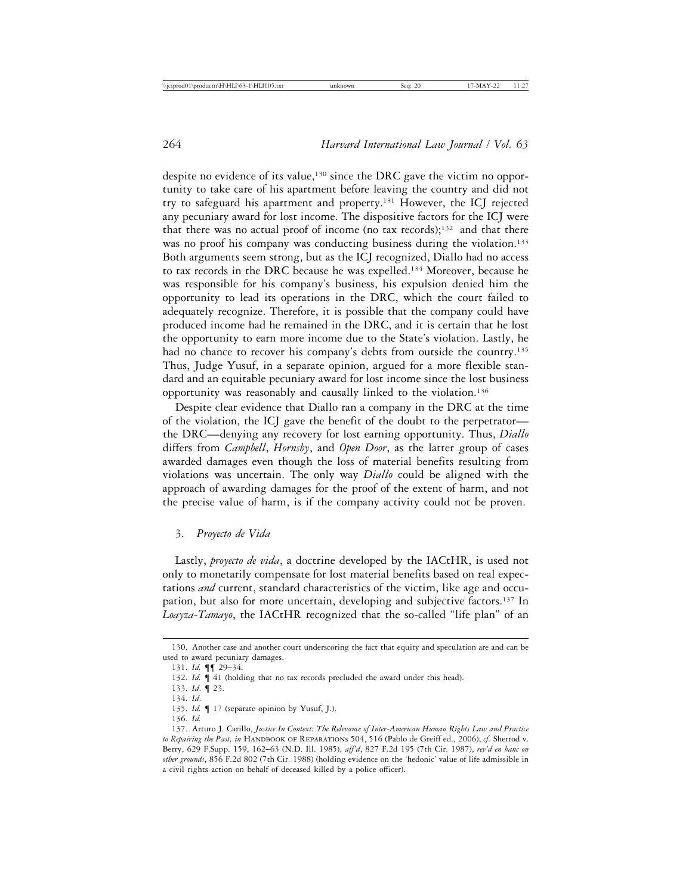despite no evidence of its value,[130] since the DRC gave the victim no opportunity to take care of his apartment before leaving the country and did not try to safeguard his apartment and property.[131] However, the ICJ rejected any pecuniary award for lost income. The dispositive factors for the ICJ were that there was no actual proof of income (no tax records);[132] and that there was no proof his company was conducting business during the violation.[133] Both arguments seem strong, but as the ICJ recognized, Diallo had no access to tax records in the DRC because he was expelled.[134] Moreover, because he was responsible for his company's business, his expulsion denied him the opportunity to lead its operations in the DRC, which the court failed to adequately recognize. Therefore, it is possible that the company could have produced income had he remained in the DRC, and it is certain that he lost the opportunity to earn more income due to the State's violation. Lastly, he had no chance to recover his company's debts from outside the country.[135] Thus, Judge Yusuf, in a separate opinion, argued for a more flexible standard and an equitable pecuniary award for lost income since the lost business opportunity was reasonably and causally linked to the violation.[136]

Despite clear evidence that Diallo ran a company in the DRC at the time of the violation, the ICJ gave the benefit of the doubt to the perpetrator—the DRC—denying any recovery for lost earning opportunity. Thus, *Diallo* differs from *Campbell*, *Hornsby*, and *Open Door*, as the latter group of cases awarded damages even though the loss of material benefits resulting from violations was uncertain. The only way *Diallo* could be aligned with the approach of awarding damages for the proof of the extent of harm, and not the precise value of harm, is if the company activity could not be proven.

### 3. *Proyecto de Vida*

Lastly, *proyecto de vida*, a doctrine developed by the IACtHR, is used not only to monetarily compensate for lost material benefits based on real expectations *and* current, standard characteristics of the victim, like age and occupation, but also for more uncertain, developing and subjective factors.[137] In *Loayza-Tamayo*, the IACtHR recognized that the so-called "life plan" of an

---

130. Another case and another court underscoring the fact that equity and speculation are and can be used to award pecuniary damages.

131. *Id.* ¶¶ 29–34.

132. *Id.* ¶ 41 (holding that no tax records precluded the award under this head).

133. *Id.* ¶ 23.

134. *Id.*

135. *Id.* ¶ 17 (separate opinion by Yusuf, J.).

136. *Id.*

137. Arturo J. Carillo, *Justice In Context: The Relevance of Inter-American Human Rights Law and Practice to Repairing the Past, in* HANDBOOK OF REPARATIONS 504, 516 (Pablo de Greiff ed., 2006); *cf.* Sherrod v. Berry, 629 F.Supp. 159, 162–63 (N.D. Ill. 1985), *aff'd*, 827 F.2d 195 (7th Cir. 1987), *rev'd en banc on other grounds*, 856 F.2d 802 (7th Cir. 1988) (holding evidence on the 'hedonic' value of life admissible in a civil rights action on behalf of deceased killed by a police officer).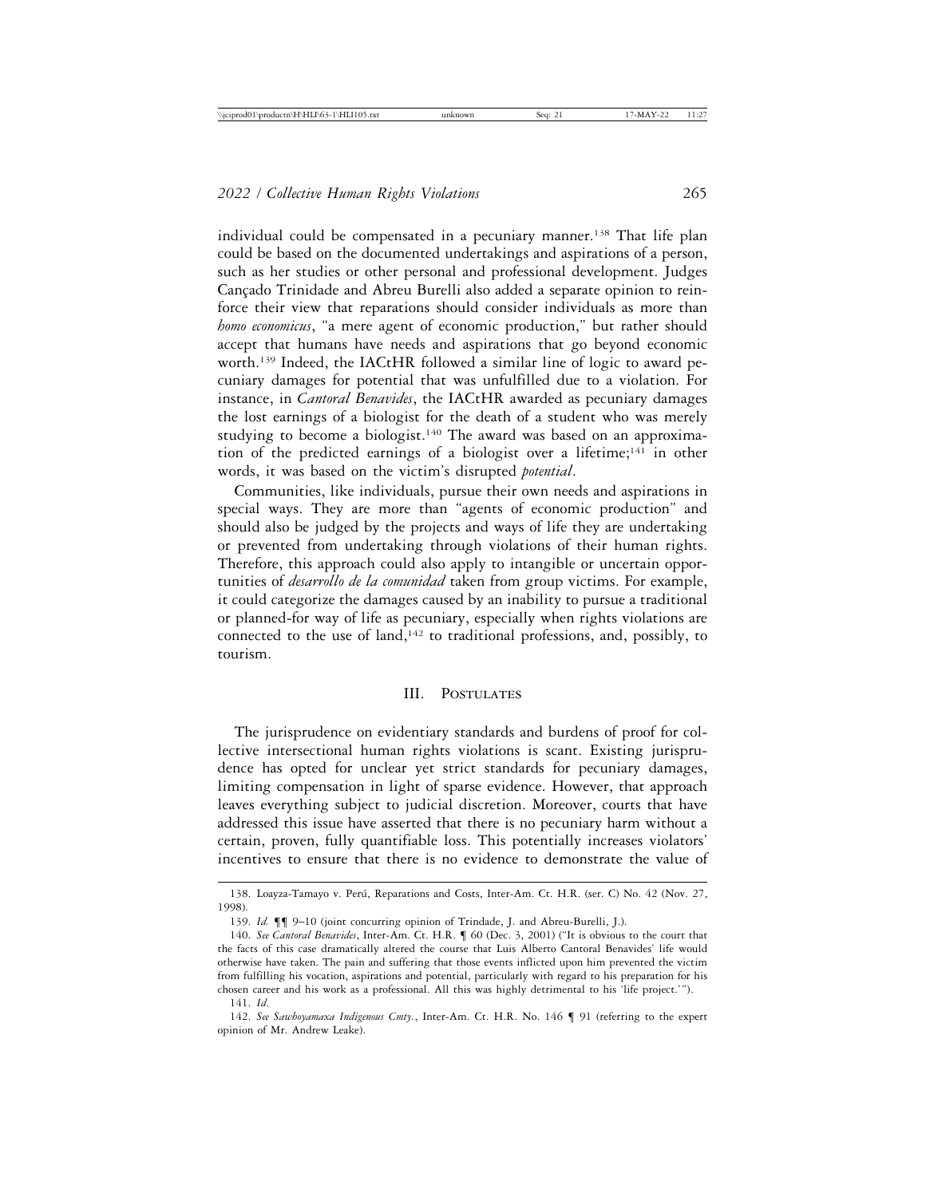individual could be compensated in a pecuniary manner.[138] That life plan could be based on the documented undertakings and aspirations of a person, such as her studies or other personal and professional development. Judges Cançado Trinidade and Abreu Burelli also added a separate opinion to reinforce their view that reparations should consider individuals as more than *homo economicus*, "a mere agent of economic production," but rather should accept that humans have needs and aspirations that go beyond economic worth.[139] Indeed, the IACtHR followed a similar line of logic to award pecuniary damages for potential that was unfulfilled due to a violation. For instance, in *Cantoral Benavides*, the IACtHR awarded as pecuniary damages the lost earnings of a biologist for the death of a student who was merely studying to become a biologist.[140] The award was based on an approximation of the predicted earnings of a biologist over a lifetime;[141] in other words, it was based on the victim's disrupted *potential*.

Communities, like individuals, pursue their own needs and aspirations in special ways. They are more than "agents of economic production" and should also be judged by the projects and ways of life they are undertaking or prevented from undertaking through violations of their human rights. Therefore, this approach could also apply to intangible or uncertain opportunities of *desarrollo de la comunidad* taken from group victims. For example, it could categorize the damages caused by an inability to pursue a traditional or planned-for way of life as pecuniary, especially when rights violations are connected to the use of land,[142] to traditional professions, and, possibly, to tourism.

## III. Postulates

The jurisprudence on evidentiary standards and burdens of proof for collective intersectional human rights violations is scant. Existing jurisprudence has opted for unclear yet strict standards for pecuniary damages, limiting compensation in light of sparse evidence. However, that approach leaves everything subject to judicial discretion. Moreover, courts that have addressed this issue have asserted that there is no pecuniary harm without a certain, proven, fully quantifiable loss. This potentially increases violators' incentives to ensure that there is no evidence to demonstrate the value of

---

138. Loayza-Tamayo v. Perú, Reparations and Costs, Inter-Am. Ct. H.R. (ser. C) No. 42 (Nov. 27, 1998).

139. *Id.* ¶¶ 9–10 (joint concurring opinion of Trindade, J. and Abreu-Burelli, J.).

140. *See Cantoral Benavides*, Inter-Am. Ct. H.R. ¶ 60 (Dec. 3, 2001) ("It is obvious to the court that the facts of this case dramatically altered the course that Luis Alberto Cantoral Benavides' life would otherwise have taken. The pain and suffering that those events inflicted upon him prevented the victim from fulfilling his vocation, aspirations and potential, particularly with regard to his preparation for his chosen career and his work as a professional. All this was highly detrimental to his 'life project.'").

141. *Id.*

142. *See Sawhoyamaxa Indigenous Cmty.*, Inter-Am. Ct. H.R. No. 146 ¶ 91 (referring to the expert opinion of Mr. Andrew Leake).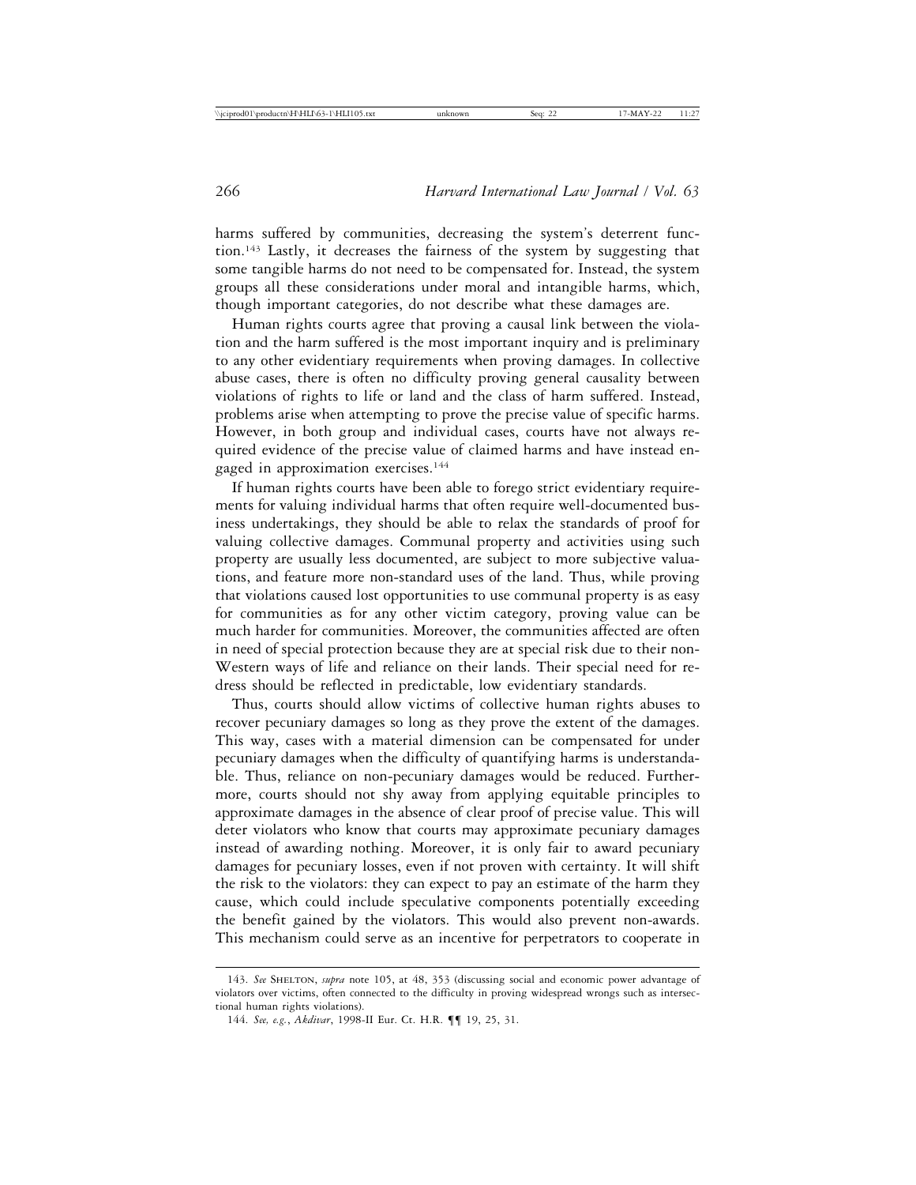harms suffered by communities, decreasing the system's deterrent function.[143] Lastly, it decreases the fairness of the system by suggesting that some tangible harms do not need to be compensated for. Instead, the system groups all these considerations under moral and intangible harms, which, though important categories, do not describe what these damages are.

Human rights courts agree that proving a causal link between the violation and the harm suffered is the most important inquiry and is preliminary to any other evidentiary requirements when proving damages. In collective abuse cases, there is often no difficulty proving general causality between violations of rights to life or land and the class of harm suffered. Instead, problems arise when attempting to prove the precise value of specific harms. However, in both group and individual cases, courts have not always required evidence of the precise value of claimed harms and have instead engaged in approximation exercises.[144]

If human rights courts have been able to forego strict evidentiary requirements for valuing individual harms that often require well-documented business undertakings, they should be able to relax the standards of proof for valuing collective damages. Communal property and activities using such property are usually less documented, are subject to more subjective valuations, and feature more non-standard uses of the land. Thus, while proving that violations caused lost opportunities to use communal property is as easy for communities as for any other victim category, proving value can be much harder for communities. Moreover, the communities affected are often in need of special protection because they are at special risk due to their non-Western ways of life and reliance on their lands. Their special need for redress should be reflected in predictable, low evidentiary standards.

Thus, courts should allow victims of collective human rights abuses to recover pecuniary damages so long as they prove the extent of the damages. This way, cases with a material dimension can be compensated for under pecuniary damages when the difficulty of quantifying harms is understandable. Thus, reliance on non-pecuniary damages would be reduced. Furthermore, courts should not shy away from applying equitable principles to approximate damages in the absence of clear proof of precise value. This will deter violators who know that courts may approximate pecuniary damages instead of awarding nothing. Moreover, it is only fair to award pecuniary damages for pecuniary losses, even if not proven with certainty. It will shift the risk to the violators: they can expect to pay an estimate of the harm they cause, which could include speculative components potentially exceeding the benefit gained by the violators. This would also prevent non-awards. This mechanism could serve as an incentive for perpetrators to cooperate in

---

143. *See* Shelton, *supra* note 105, at 48, 353 (discussing social and economic power advantage of violators over victims, often connected to the difficulty in proving widespread wrongs such as intersectional human rights violations).

144. *See, e.g.*, *Akdivar*, 1998-II Eur. Ct. H.R. ¶¶ 19, 25, 31.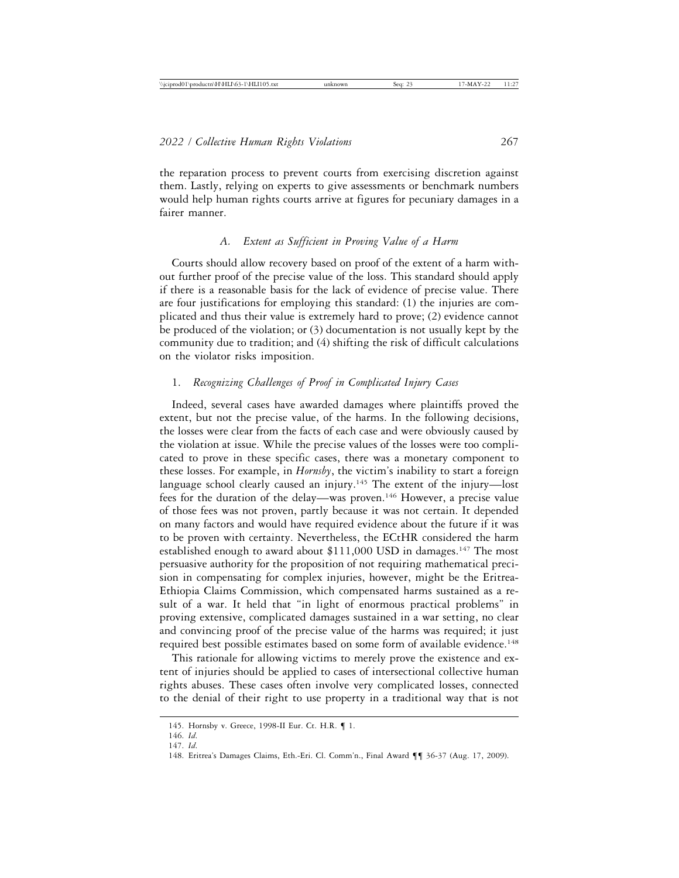the reparation process to prevent courts from exercising discretion against them. Lastly, relying on experts to give assessments or benchmark numbers would help human rights courts arrive at figures for pecuniary damages in a fairer manner.

### *A. Extent as Sufficient in Proving Value of a Harm*

Courts should allow recovery based on proof of the extent of a harm without further proof of the precise value of the loss. This standard should apply if there is a reasonable basis for the lack of evidence of precise value. There are four justifications for employing this standard: (1) the injuries are complicated and thus their value is extremely hard to prove; (2) evidence cannot be produced of the violation; or (3) documentation is not usually kept by the community due to tradition; and (4) shifting the risk of difficult calculations on the violator risks imposition.

#### 1. *Recognizing Challenges of Proof in Complicated Injury Cases*

Indeed, several cases have awarded damages where plaintiffs proved the extent, but not the precise value, of the harms. In the following decisions, the losses were clear from the facts of each case and were obviously caused by the violation at issue. While the precise values of the losses were too complicated to prove in these specific cases, there was a monetary component to these losses. For example, in *Hornsby*, the victim's inability to start a foreign language school clearly caused an injury.[145] The extent of the injury—lost fees for the duration of the delay—was proven.[146] However, a precise value of those fees was not proven, partly because it was not certain. It depended on many factors and would have required evidence about the future if it was to be proven with certainty. Nevertheless, the ECtHR considered the harm established enough to award about $111,000 USD in damages.[147] The most persuasive authority for the proposition of not requiring mathematical precision in compensating for complex injuries, however, might be the Eritrea-Ethiopia Claims Commission, which compensated harms sustained as a result of a war. It held that "in light of enormous practical problems" in proving extensive, complicated damages sustained in a war setting, no clear and convincing proof of the precise value of the harms was required; it just required best possible estimates based on some form of available evidence.[148]

This rationale for allowing victims to merely prove the existence and extent of injuries should be applied to cases of intersectional collective human rights abuses. These cases often involve very complicated losses, connected to the denial of their right to use property in a traditional way that is not

---

145. Hornsby v. Greece, 1998-II Eur. Ct. H.R. ¶ 1.

146. *Id.*

147. *Id.*

148. Eritrea's Damages Claims, Eth.-Eri. Cl. Comm'n., Final Award ¶¶ 36-37 (Aug. 17, 2009).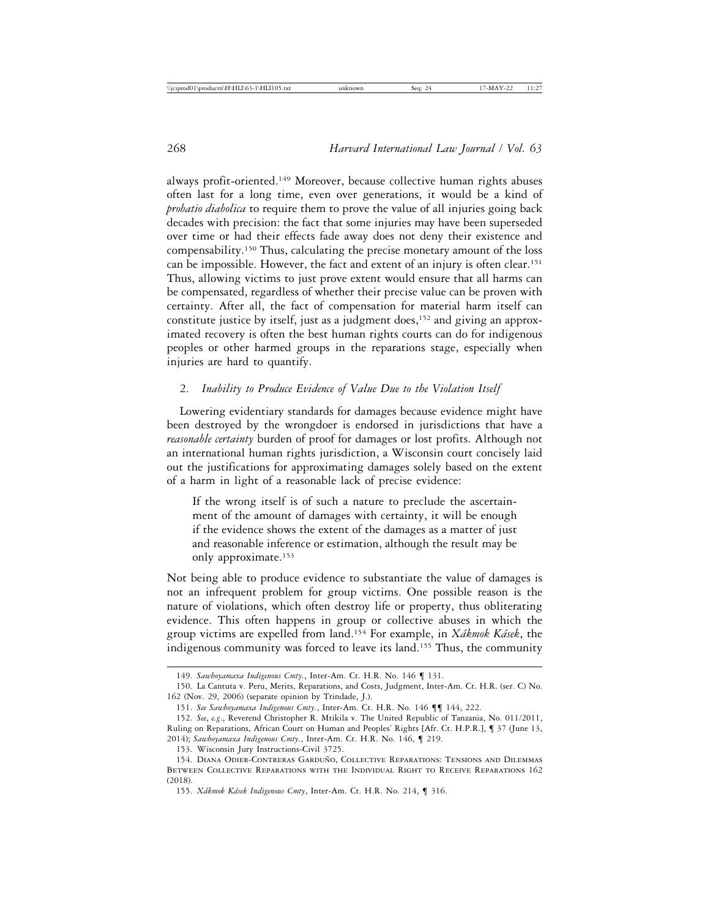always profit-oriented.[149] Moreover, because collective human rights abuses often last for a long time, even over generations, it would be a kind of *probatio diabolica* to require them to prove the value of all injuries going back decades with precision: the fact that some injuries may have been superseded over time or had their effects fade away does not deny their existence and compensability.[150] Thus, calculating the precise monetary amount of the loss can be impossible. However, the fact and extent of an injury is often clear.[151] Thus, allowing victims to just prove extent would ensure that all harms can be compensated, regardless of whether their precise value can be proven with certainty. After all, the fact of compensation for material harm itself can constitute justice by itself, just as a judgment does,[152] and giving an approximated recovery is often the best human rights courts can do for indigenous peoples or other harmed groups in the reparations stage, especially when injuries are hard to quantify.

### 2. *Inability to Produce Evidence of Value Due to the Violation Itself*

Lowering evidentiary standards for damages because evidence might have been destroyed by the wrongdoer is endorsed in jurisdictions that have a *reasonable certainty* burden of proof for damages or lost profits. Although not an international human rights jurisdiction, a Wisconsin court concisely laid out the justifications for approximating damages solely based on the extent of a harm in light of a reasonable lack of precise evidence:

> If the wrong itself is of such a nature to preclude the ascertainment of the amount of damages with certainty, it will be enough if the evidence shows the extent of the damages as a matter of just and reasonable inference or estimation, although the result may be only approximate.[153]

Not being able to produce evidence to substantiate the value of damages is not an infrequent problem for group victims. One possible reason is the nature of violations, which often destroy life or property, thus obliterating evidence. This often happens in group or collective abuses in which the group victims are expelled from land.[154] For example, in *Xákmok Kásek*, the indigenous community was forced to leave its land.[155] Thus, the community

---

149. *Sawhoyamaxa Indigenous Cmty.*, Inter-Am. Ct. H.R. No. 146 ¶ 131.

150. La Cantuta v. Peru, Merits, Reparations, and Costs, Judgment, Inter-Am. Ct. H.R. (ser. C) No. 162 (Nov. 29, 2006) (separate opinion by Trindade, J.).

151. *See Sawhoyamaxa Indigenous Cmty.*, Inter-Am. Ct. H.R. No. 146 ¶¶ 144, 222.

152. *See, e.g.*, Reverend Christopher R. Mtikila v. The United Republic of Tanzania, No. 011/2011, Ruling on Reparations, African Court on Human and Peoples' Rights [Afr. Ct. H.P.R.], ¶ 37 (June 13, 2014); *Sawhoyamaxa Indigenous Cmty.*, Inter-Am. Ct. H.R. No. 146, ¶ 219.

153. Wisconsin Jury Instructions-Civil 3725.

154. Diana Odier-Contreras Garduño, Collective Reparations: Tensions and Dilemmas Between Collective Reparations with the Individual Right to Receive Reparations 162 (2018).

155. *Xákmok Kásek Indigenous Cmty*, Inter-Am. Ct. H.R. No. 214, ¶ 316.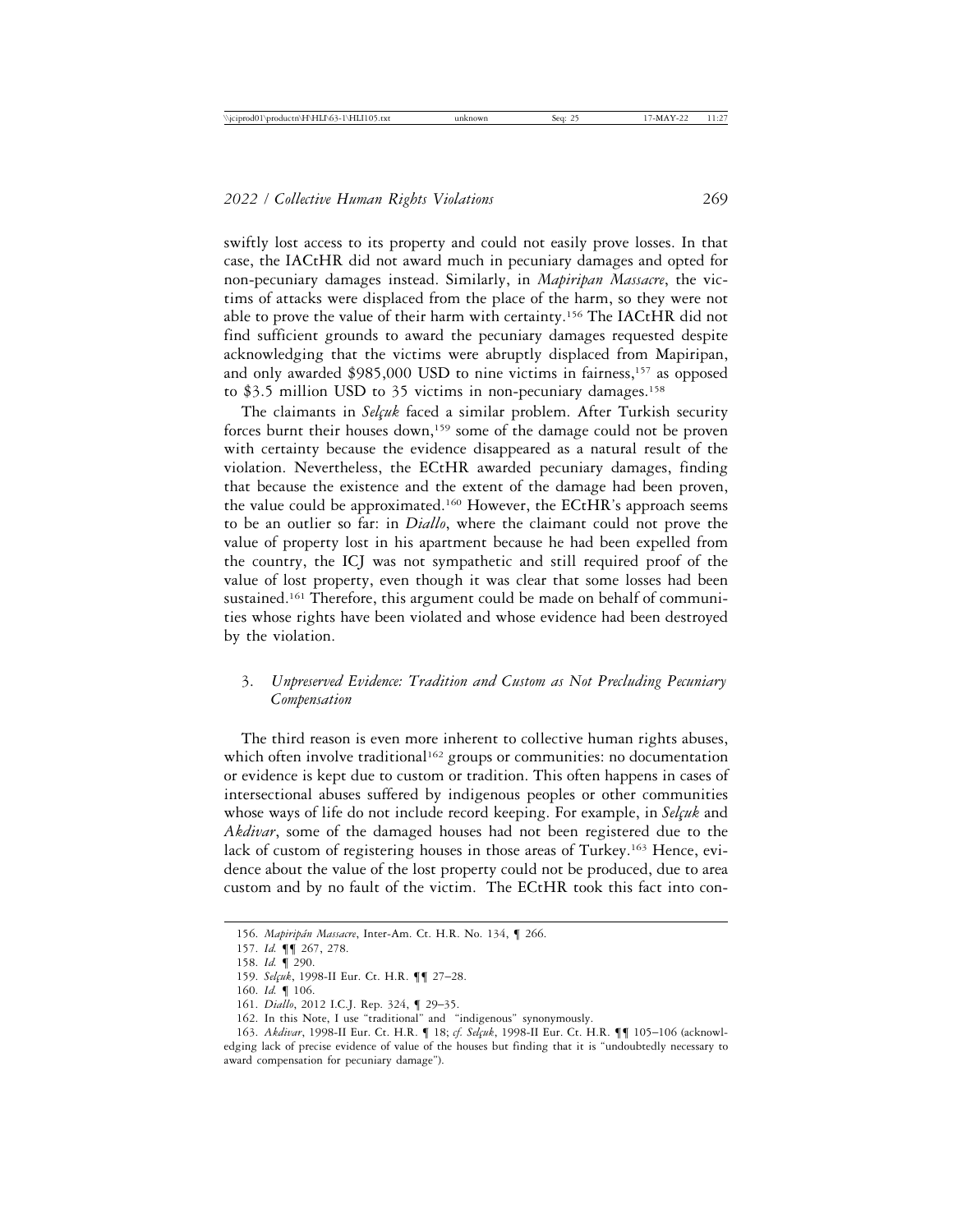swiftly lost access to its property and could not easily prove losses. In that case, the IACtHR did not award much in pecuniary damages and opted for non-pecuniary damages instead. Similarly, in *Mapiripan Massacre*, the victims of attacks were displaced from the place of the harm, so they were not able to prove the value of their harm with certainty.[156] The IACtHR did not find sufficient grounds to award the pecuniary damages requested despite acknowledging that the victims were abruptly displaced from Mapiripan, and only awarded $985,000 USD to nine victims in fairness,[157] as opposed to $3.5 million USD to 35 victims in non-pecuniary damages.[158]

The claimants in *Selçuk* faced a similar problem. After Turkish security forces burnt their houses down,[159] some of the damage could not be proven with certainty because the evidence disappeared as a natural result of the violation. Nevertheless, the ECtHR awarded pecuniary damages, finding that because the existence and the extent of the damage had been proven, the value could be approximated.[160] However, the ECtHR's approach seems to be an outlier so far: in *Diallo*, where the claimant could not prove the value of property lost in his apartment because he had been expelled from the country, the ICJ was not sympathetic and still required proof of the value of lost property, even though it was clear that some losses had been sustained.[161] Therefore, this argument could be made on behalf of communities whose rights have been violated and whose evidence had been destroyed by the violation.

### 3. *Unpreserved Evidence: Tradition and Custom as Not Precluding Pecuniary Compensation*

The third reason is even more inherent to collective human rights abuses, which often involve traditional[162] groups or communities: no documentation or evidence is kept due to custom or tradition. This often happens in cases of intersectional abuses suffered by indigenous peoples or other communities whose ways of life do not include record keeping. For example, in *Selçuk* and *Akdivar*, some of the damaged houses had not been registered due to the lack of custom of registering houses in those areas of Turkey.[163] Hence, evidence about the value of the lost property could not be produced, due to area custom and by no fault of the victim. The ECtHR took this fact into con-

156. *Mapiripán Massacre*, Inter-Am. Ct. H.R. No. 134, ¶ 266.

157. *Id.* ¶¶ 267, 278.

158. *Id.* ¶ 290.

159. *Selçuk*, 1998-II Eur. Ct. H.R. ¶¶ 27–28.

160. *Id.* ¶ 106.

161. *Diallo*, 2012 I.C.J. Rep. 324, ¶ 29–35.

162. In this Note, I use "traditional" and "indigenous" synonymously.

163. *Akdivar*, 1998-II Eur. Ct. H.R. ¶ 18; *cf. Selçuk*, 1998-II Eur. Ct. H.R. ¶¶ 105–106 (acknowledging lack of precise evidence of value of the houses but finding that it is "undoubtedly necessary to award compensation for pecuniary damage").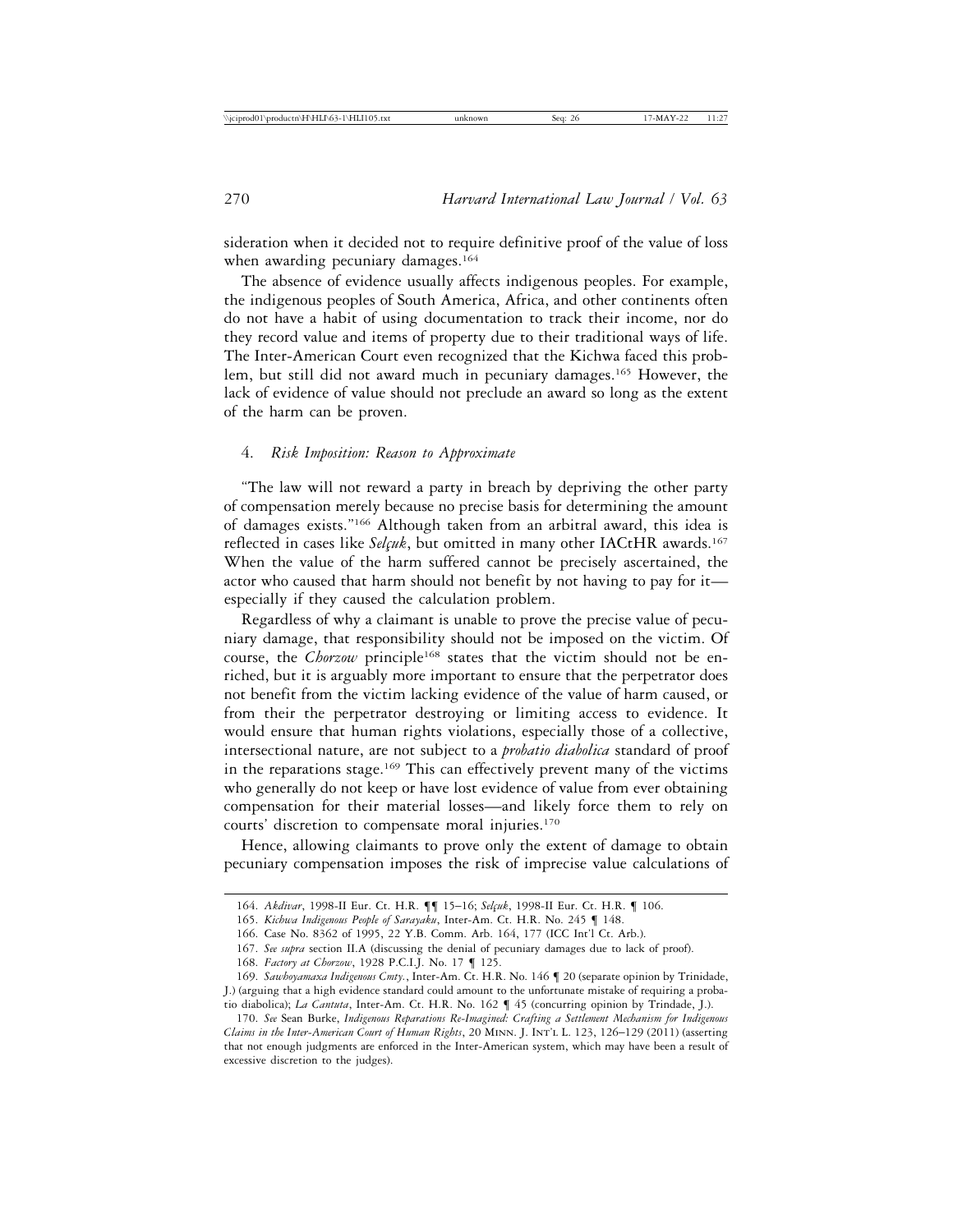sideration when it decided not to require definitive proof of the value of loss when awarding pecuniary damages.[164]

The absence of evidence usually affects indigenous peoples. For example, the indigenous peoples of South America, Africa, and other continents often do not have a habit of using documentation to track their income, nor do they record value and items of property due to their traditional ways of life. The Inter-American Court even recognized that the Kichwa faced this problem, but still did not award much in pecuniary damages.[165] However, the lack of evidence of value should not preclude an award so long as the extent of the harm can be proven.

#### 4. *Risk Imposition: Reason to Approximate*

"The law will not reward a party in breach by depriving the other party of compensation merely because no precise basis for determining the amount of damages exists."[166] Although taken from an arbitral award, this idea is reflected in cases like *Selçuk*, but omitted in many other IACtHR awards.[167] When the value of the harm suffered cannot be precisely ascertained, the actor who caused that harm should not benefit by not having to pay for it—especially if they caused the calculation problem.

Regardless of why a claimant is unable to prove the precise value of pecuniary damage, that responsibility should not be imposed on the victim. Of course, the *Chorzow* principle[168] states that the victim should not be enriched, but it is arguably more important to ensure that the perpetrator does not benefit from the victim lacking evidence of the value of harm caused, or from their the perpetrator destroying or limiting access to evidence. It would ensure that human rights violations, especially those of a collective, intersectional nature, are not subject to a *probatio diabolica* standard of proof in the reparations stage.[169] This can effectively prevent many of the victims who generally do not keep or have lost evidence of value from ever obtaining compensation for their material losses—and likely force them to rely on courts' discretion to compensate moral injuries.[170]

Hence, allowing claimants to prove only the extent of damage to obtain pecuniary compensation imposes the risk of imprecise value calculations of

---

164. *Akdivar*, 1998-II Eur. Ct. H.R. ¶¶ 15–16; *Selçuk*, 1998-II Eur. Ct. H.R. ¶ 106.

165. *Kichwa Indigenous People of Sarayaku*, Inter-Am. Ct. H.R. No. 245 ¶ 148.

166. Case No. 8362 of 1995, 22 Y.B. Comm. Arb. 164, 177 (ICC Int'l Ct. Arb.).

167. *See supra* section II.A (discussing the denial of pecuniary damages due to lack of proof).

168. *Factory at Chorzow*, 1928 P.C.I.J. No. 17 ¶ 125.

169. *Sawhoyamaxa Indigenous Cmty.*, Inter-Am. Ct. H.R. No. 146 ¶ 20 (separate opinion by Trinidade, J.) (arguing that a high evidence standard could amount to the unfortunate mistake of requiring a probatio diabolica); *La Cantuta*, Inter-Am. Ct. H.R. No. 162 ¶ 45 (concurring opinion by Trindade, J.).

170. *See* Sean Burke, *Indigenous Reparations Re-Imagined: Crafting a Settlement Mechanism for Indigenous Claims in the Inter-American Court of Human Rights*, 20 Minn. J. Int'l L. 123, 126–129 (2011) (asserting that not enough judgments are enforced in the Inter-American system, which may have been a result of excessive discretion to the judges).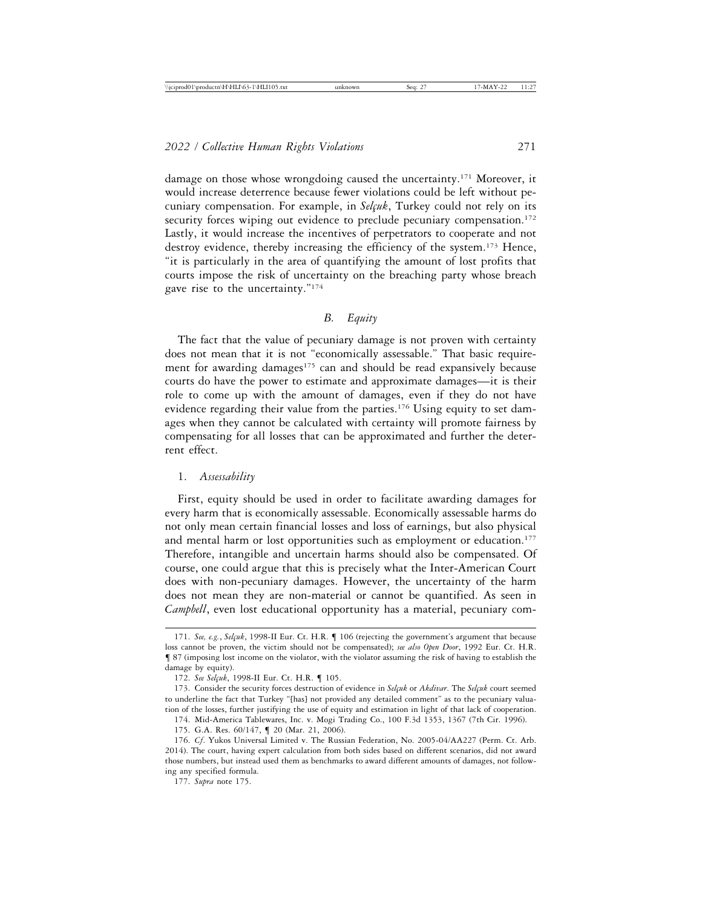damage on those whose wrongdoing caused the uncertainty.[171] Moreover, it would increase deterrence because fewer violations could be left without pecuniary compensation. For example, in *Selçuk*, Turkey could not rely on its security forces wiping out evidence to preclude pecuniary compensation.[172] Lastly, it would increase the incentives of perpetrators to cooperate and not destroy evidence, thereby increasing the efficiency of the system.[173] Hence, "it is particularly in the area of quantifying the amount of lost profits that courts impose the risk of uncertainty on the breaching party whose breach gave rise to the uncertainty."[174]

### *B. Equity*

The fact that the value of pecuniary damage is not proven with certainty does not mean that it is not "economically assessable." That basic requirement for awarding damages[175] can and should be read expansively because courts do have the power to estimate and approximate damages—it is their role to come up with the amount of damages, even if they do not have evidence regarding their value from the parties.[176] Using equity to set damages when they cannot be calculated with certainty will promote fairness by compensating for all losses that can be approximated and further the deterrent effect.

#### 1. *Assessability*

First, equity should be used in order to facilitate awarding damages for every harm that is economically assessable. Economically assessable harms do not only mean certain financial losses and loss of earnings, but also physical and mental harm or lost opportunities such as employment or education.[177] Therefore, intangible and uncertain harms should also be compensated. Of course, one could argue that this is precisely what the Inter-American Court does with non-pecuniary damages. However, the uncertainty of the harm does not mean they are non-material or cannot be quantified. As seen in *Campbell*, even lost educational opportunity has a material, pecuniary com-

---

171. *See, e.g.*, *Selçuk*, 1998-II Eur. Ct. H.R. ¶ 106 (rejecting the government's argument that because loss cannot be proven, the victim should not be compensated); *see also Open Door*, 1992 Eur. Ct. H.R. ¶ 87 (imposing lost income on the violator, with the violator assuming the risk of having to establish the damage by equity).

172. *See Selçuk*, 1998-II Eur. Ct. H.R. ¶ 105.

173. Consider the security forces destruction of evidence in *Selçuk* or *Akdivar*. The *Selçuk* court seemed to underline the fact that Turkey "[has] not provided any detailed comment" as to the pecuniary valuation of the losses, further justifying the use of equity and estimation in light of that lack of cooperation.

174. Mid-America Tablewares, Inc. v. Mogi Trading Co., 100 F.3d 1353, 1367 (7th Cir. 1996).

175. G.A. Res. 60/147, ¶ 20 (Mar. 21, 2006).

176. *Cf*. Yukos Universal Limited v. The Russian Federation, No. 2005-04/AA227 (Perm. Ct. Arb. 2014). The court, having expert calculation from both sides based on different scenarios, did not award those numbers, but instead used them as benchmarks to award different amounts of damages, not following any specified formula.

177. *Supra* note 175.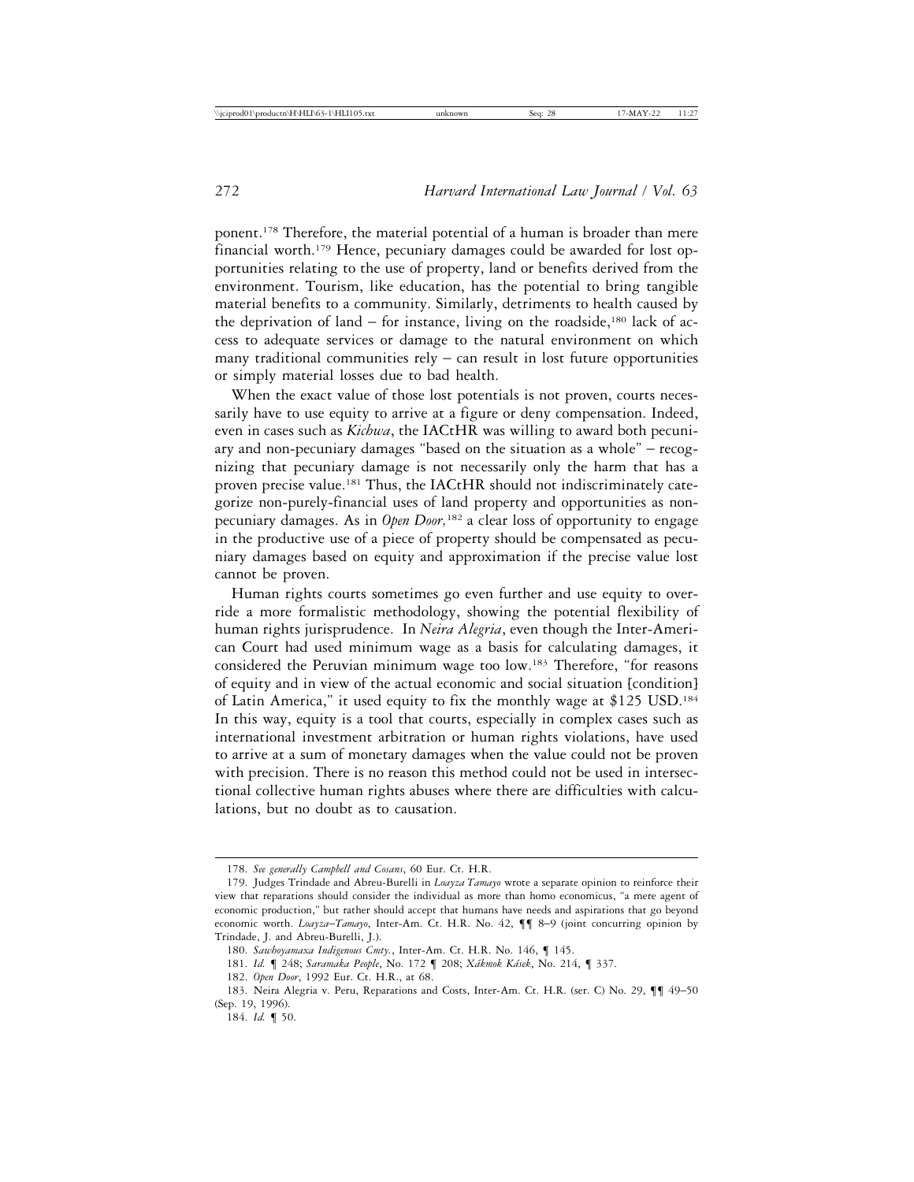ponent.[178] Therefore, the material potential of a human is broader than mere financial worth.[179] Hence, pecuniary damages could be awarded for lost opportunities relating to the use of property, land or benefits derived from the environment. Tourism, like education, has the potential to bring tangible material benefits to a community. Similarly, detriments to health caused by the deprivation of land – for instance, living on the roadside,[180] lack of access to adequate services or damage to the natural environment on which many traditional communities rely – can result in lost future opportunities or simply material losses due to bad health.

When the exact value of those lost potentials is not proven, courts necessarily have to use equity to arrive at a figure or deny compensation. Indeed, even in cases such as *Kichwa*, the IACtHR was willing to award both pecuniary and non-pecuniary damages "based on the situation as a whole" – recognizing that pecuniary damage is not necessarily only the harm that has a proven precise value.[181] Thus, the IACtHR should not indiscriminately categorize non-purely-financial uses of land property and opportunities as non-pecuniary damages. As in *Open Door,*[182] a clear loss of opportunity to engage in the productive use of a piece of property should be compensated as pecuniary damages based on equity and approximation if the precise value lost cannot be proven.

Human rights courts sometimes go even further and use equity to override a more formalistic methodology, showing the potential flexibility of human rights jurisprudence. In *Neira Alegria*, even though the Inter-American Court had used minimum wage as a basis for calculating damages, it considered the Peruvian minimum wage too low.[183] Therefore, "for reasons of equity and in view of the actual economic and social situation [condition] of Latin America," it used equity to fix the monthly wage at $125 USD.[184] In this way, equity is a tool that courts, especially in complex cases such as international investment arbitration or human rights violations, have used to arrive at a sum of monetary damages when the value could not be proven with precision. There is no reason this method could not be used in intersectional collective human rights abuses where there are difficulties with calculations, but no doubt as to causation.

---

178. *See generally Campbell and Cosans*, 60 Eur. Ct. H.R.

179. Judges Trindade and Abreu-Burelli in *Loayza Tamayo* wrote a separate opinion to reinforce their view that reparations should consider the individual as more than homo economicus, "a mere agent of economic production," but rather should accept that humans have needs and aspirations that go beyond economic worth. *Loayza–Tamayo*, Inter-Am. Ct. H.R. No. 42, ¶¶ 8–9 (joint concurring opinion by Trindade, J. and Abreu-Burelli, J.).

180. *Sawhoyamaxa Indigenous Cmty.*, Inter-Am. Ct. H.R. No. 146, ¶ 145.

181. *Id.* ¶ 248; *Saramaka People*, No. 172 ¶ 208; *Xákmok Kásek*, No. 214, ¶ 337.

182. *Open Door*, 1992 Eur. Ct. H.R., at 68.

183. Neira Alegria v. Peru, Reparations and Costs, Inter-Am. Ct. H.R. (ser. C) No. 29, ¶¶ 49–50 (Sep. 19, 1996).

184. *Id.* ¶ 50.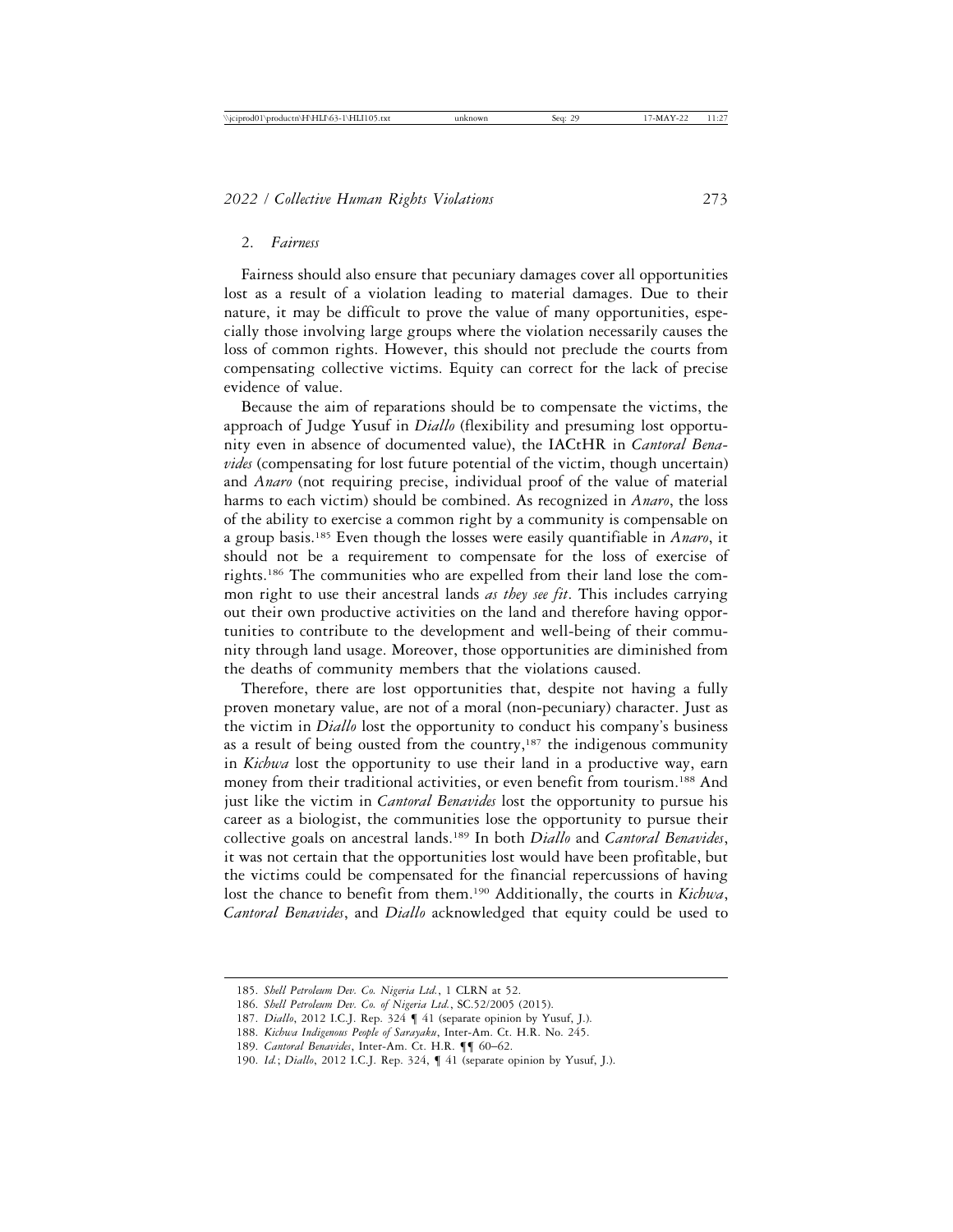### 2. *Fairness*

Fairness should also ensure that pecuniary damages cover all opportunities lost as a result of a violation leading to material damages. Due to their nature, it may be difficult to prove the value of many opportunities, especially those involving large groups where the violation necessarily causes the loss of common rights. However, this should not preclude the courts from compensating collective victims. Equity can correct for the lack of precise evidence of value.

Because the aim of reparations should be to compensate the victims, the approach of Judge Yusuf in *Diallo* (flexibility and presuming lost opportunity even in absence of documented value), the IACtHR in *Cantoral Benavides* (compensating for lost future potential of the victim, though uncertain) and *Anaro* (not requiring precise, individual proof of the value of material harms to each victim) should be combined. As recognized in *Anaro*, the loss of the ability to exercise a common right by a community is compensable on a group basis.[185] Even though the losses were easily quantifiable in *Anaro*, it should not be a requirement to compensate for the loss of exercise of rights.[186] The communities who are expelled from their land lose the common right to use their ancestral lands *as they see fit*. This includes carrying out their own productive activities on the land and therefore having opportunities to contribute to the development and well-being of their community through land usage. Moreover, those opportunities are diminished from the deaths of community members that the violations caused.

Therefore, there are lost opportunities that, despite not having a fully proven monetary value, are not of a moral (non-pecuniary) character. Just as the victim in *Diallo* lost the opportunity to conduct his company's business as a result of being ousted from the country,[187] the indigenous community in *Kichwa* lost the opportunity to use their land in a productive way, earn money from their traditional activities, or even benefit from tourism.[188] And just like the victim in *Cantoral Benavides* lost the opportunity to pursue his career as a biologist, the communities lose the opportunity to pursue their collective goals on ancestral lands.[189] In both *Diallo* and *Cantoral Benavides*, it was not certain that the opportunities lost would have been profitable, but the victims could be compensated for the financial repercussions of having lost the chance to benefit from them.[190] Additionally, the courts in *Kichwa*, *Cantoral Benavides*, and *Diallo* acknowledged that equity could be used to

---

185. *Shell Petroleum Dev. Co. Nigeria Ltd.*, 1 CLRN at 52.

186. *Shell Petroleum Dev. Co. of Nigeria Ltd.*, SC.52/2005 (2015).

187. *Diallo*, 2012 I.C.J. Rep. 324 ¶ 41 (separate opinion by Yusuf, J.).

188. *Kichwa Indigenous People of Sarayaku*, Inter-Am. Ct. H.R. No. 245.

189. *Cantoral Benavides*, Inter-Am. Ct. H.R. ¶¶ 60–62.

190. *Id.*; *Diallo*, 2012 I.C.J. Rep. 324, ¶ 41 (separate opinion by Yusuf, J.).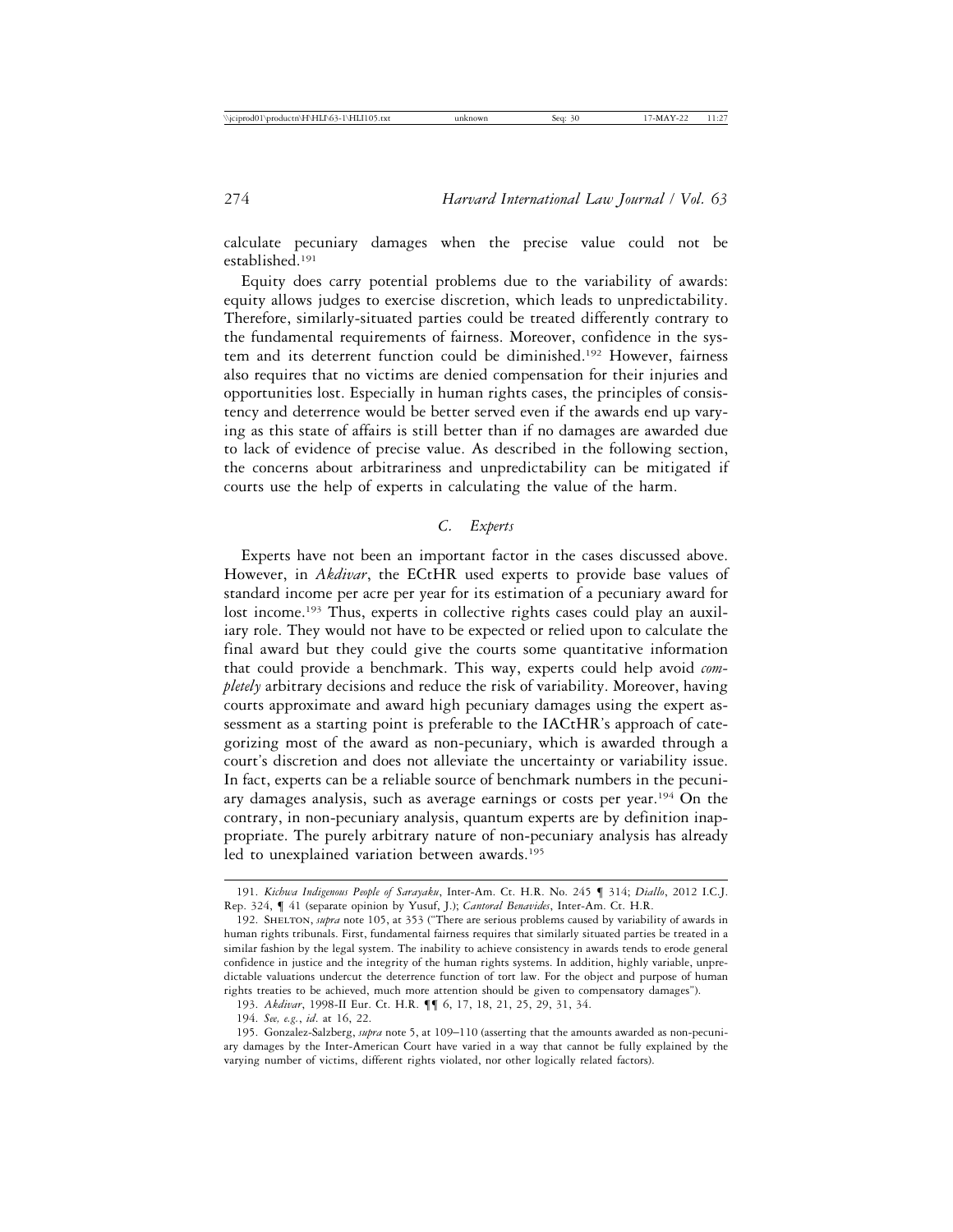calculate pecuniary damages when the precise value could not be established.[191]

Equity does carry potential problems due to the variability of awards: equity allows judges to exercise discretion, which leads to unpredictability. Therefore, similarly-situated parties could be treated differently contrary to the fundamental requirements of fairness. Moreover, confidence in the system and its deterrent function could be diminished.[192] However, fairness also requires that no victims are denied compensation for their injuries and opportunities lost. Especially in human rights cases, the principles of consistency and deterrence would be better served even if the awards end up varying as this state of affairs is still better than if no damages are awarded due to lack of evidence of precise value. As described in the following section, the concerns about arbitrariness and unpredictability can be mitigated if courts use the help of experts in calculating the value of the harm.

### *C. Experts*

Experts have not been an important factor in the cases discussed above. However, in *Akdivar*, the ECtHR used experts to provide base values of standard income per acre per year for its estimation of a pecuniary award for lost income.[193] Thus, experts in collective rights cases could play an auxiliary role. They would not have to be expected or relied upon to calculate the final award but they could give the courts some quantitative information that could provide a benchmark. This way, experts could help avoid *completely* arbitrary decisions and reduce the risk of variability. Moreover, having courts approximate and award high pecuniary damages using the expert assessment as a starting point is preferable to the IACtHR's approach of categorizing most of the award as non-pecuniary, which is awarded through a court's discretion and does not alleviate the uncertainty or variability issue. In fact, experts can be a reliable source of benchmark numbers in the pecuniary damages analysis, such as average earnings or costs per year.[194] On the contrary, in non-pecuniary analysis, quantum experts are by definition inappropriate. The purely arbitrary nature of non-pecuniary analysis has already led to unexplained variation between awards.[195]

---

191. *Kichwa Indigenous People of Sarayaku*, Inter-Am. Ct. H.R. No. 245 ¶ 314; *Diallo*, 2012 I.C.J. Rep. 324, ¶ 41 (separate opinion by Yusuf, J.); *Cantoral Benavides*, Inter-Am. Ct. H.R.

192. Shelton, *supra* note 105, at 353 ("There are serious problems caused by variability of awards in human rights tribunals. First, fundamental fairness requires that similarly situated parties be treated in a similar fashion by the legal system. The inability to achieve consistency in awards tends to erode general confidence in justice and the integrity of the human rights systems. In addition, highly variable, unpredictable valuations undercut the deterrence function of tort law. For the object and purpose of human rights treaties to be achieved, much more attention should be given to compensatory damages").

193. *Akdivar*, 1998-II Eur. Ct. H.R. ¶¶ 6, 17, 18, 21, 25, 29, 31, 34.

194. *See, e.g.*, *id.* at 16, 22.

195. Gonzalez-Salzberg, *supra* note 5, at 109–110 (asserting that the amounts awarded as non-pecuniary damages by the Inter-American Court have varied in a way that cannot be fully explained by the varying number of victims, different rights violated, nor other logically related factors).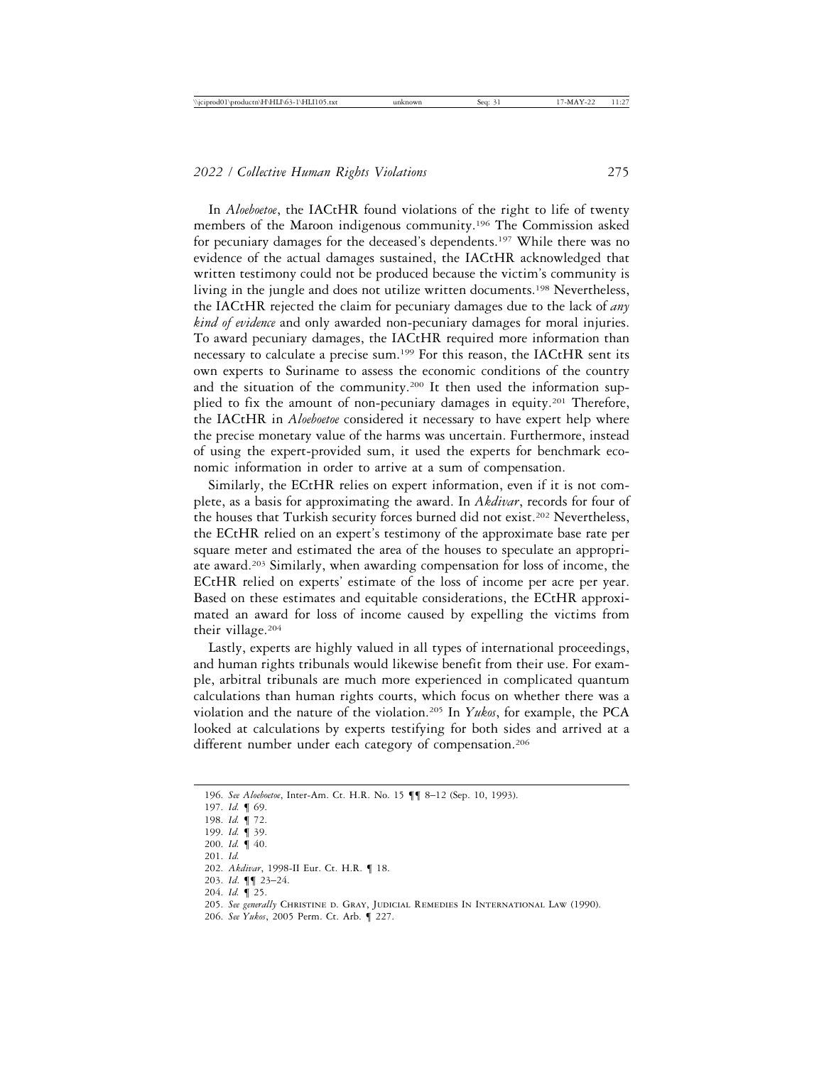In *Aloeboetoe*, the IACtHR found violations of the right to life of twenty members of the Maroon indigenous community.[196] The Commission asked for pecuniary damages for the deceased's dependents.[197] While there was no evidence of the actual damages sustained, the IACtHR acknowledged that written testimony could not be produced because the victim's community is living in the jungle and does not utilize written documents.[198] Nevertheless, the IACtHR rejected the claim for pecuniary damages due to the lack of *any kind of evidence* and only awarded non-pecuniary damages for moral injuries. To award pecuniary damages, the IACtHR required more information than necessary to calculate a precise sum.[199] For this reason, the IACtHR sent its own experts to Suriname to assess the economic conditions of the country and the situation of the community.[200] It then used the information supplied to fix the amount of non-pecuniary damages in equity.[201] Therefore, the IACtHR in *Aloeboetoe* considered it necessary to have expert help where the precise monetary value of the harms was uncertain. Furthermore, instead of using the expert-provided sum, it used the experts for benchmark economic information in order to arrive at a sum of compensation.

Similarly, the ECtHR relies on expert information, even if it is not complete, as a basis for approximating the award. In *Akdivar*, records for four of the houses that Turkish security forces burned did not exist.[202] Nevertheless, the ECtHR relied on an expert's testimony of the approximate base rate per square meter and estimated the area of the houses to speculate an appropriate award.[203] Similarly, when awarding compensation for loss of income, the ECtHR relied on experts' estimate of the loss of income per acre per year. Based on these estimates and equitable considerations, the ECtHR approximated an award for loss of income caused by expelling the victims from their village.[204]

Lastly, experts are highly valued in all types of international proceedings, and human rights tribunals would likewise benefit from their use. For example, arbitral tribunals are much more experienced in complicated quantum calculations than human rights courts, which focus on whether there was a violation and the nature of the violation.[205] In *Yukos*, for example, the PCA looked at calculations by experts testifying for both sides and arrived at a different number under each category of compensation.[206]

---

196. *See Aloeboetoe*, Inter-Am. Ct. H.R. No. 15 ¶¶ 8–12 (Sep. 10, 1993).
197. *Id.* ¶ 69.
198. *Id.* ¶ 72.
199. *Id.* ¶ 39.
200. *Id.* ¶ 40.
201. *Id.*
202. *Akdivar*, 1998-II Eur. Ct. H.R. ¶ 18.
203. *Id.* ¶¶ 23–24.
204. *Id.* ¶ 25.
205. *See generally* Christine D. Gray, Judicial Remedies In International Law (1990).
206. *See Yukos*, 2005 Perm. Ct. Arb. ¶ 227.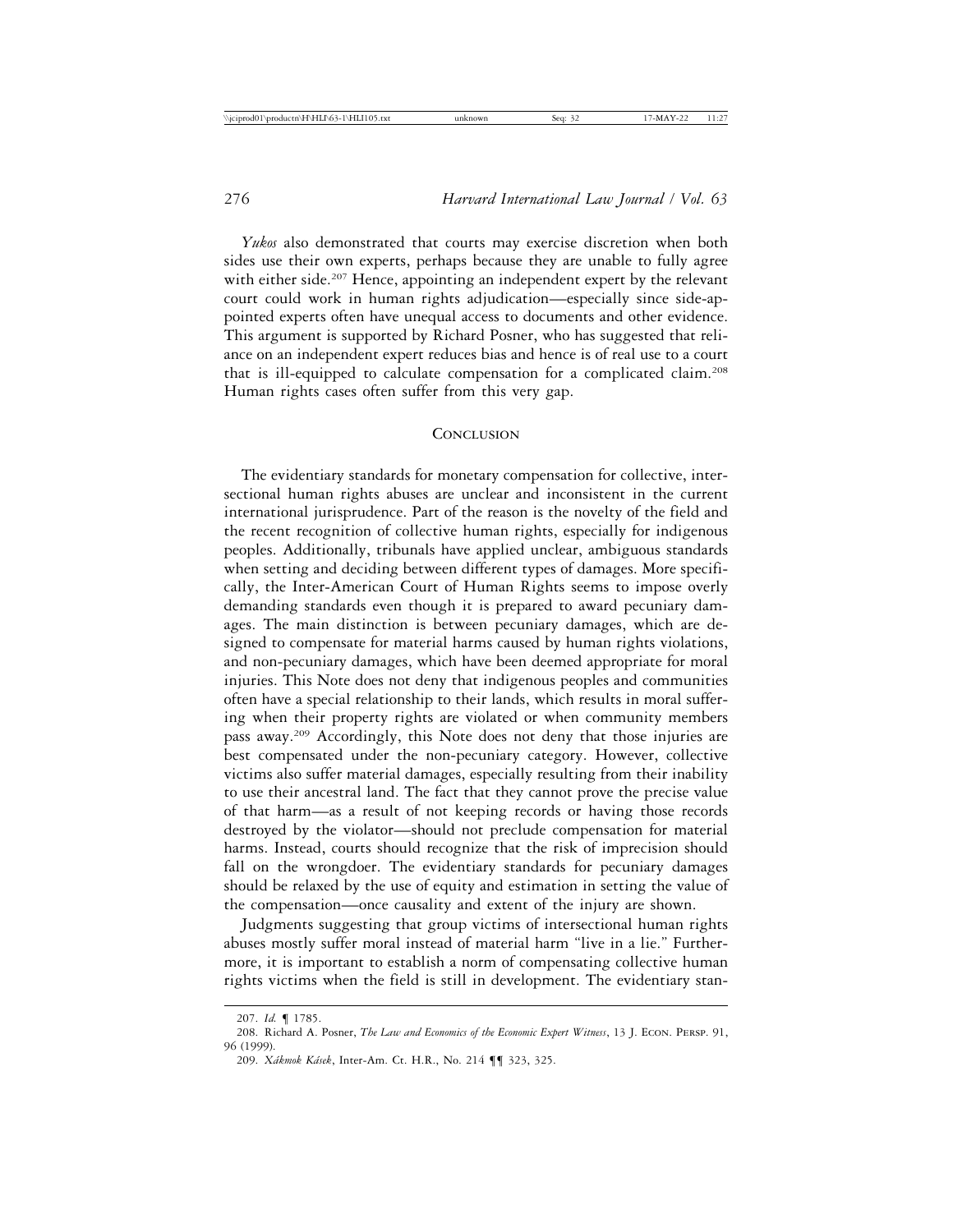*Yukos* also demonstrated that courts may exercise discretion when both sides use their own experts, perhaps because they are unable to fully agree with either side.[207] Hence, appointing an independent expert by the relevant court could work in human rights adjudication—especially since side-appointed experts often have unequal access to documents and other evidence. This argument is supported by Richard Posner, who has suggested that reliance on an independent expert reduces bias and hence is of real use to a court that is ill-equipped to calculate compensation for a complicated claim.[208] Human rights cases often suffer from this very gap.

## Conclusion

The evidentiary standards for monetary compensation for collective, intersectional human rights abuses are unclear and inconsistent in the current international jurisprudence. Part of the reason is the novelty of the field and the recent recognition of collective human rights, especially for indigenous peoples. Additionally, tribunals have applied unclear, ambiguous standards when setting and deciding between different types of damages. More specifically, the Inter-American Court of Human Rights seems to impose overly demanding standards even though it is prepared to award pecuniary damages. The main distinction is between pecuniary damages, which are designed to compensate for material harms caused by human rights violations, and non-pecuniary damages, which have been deemed appropriate for moral injuries. This Note does not deny that indigenous peoples and communities often have a special relationship to their lands, which results in moral suffering when their property rights are violated or when community members pass away.[209] Accordingly, this Note does not deny that those injuries are best compensated under the non-pecuniary category. However, collective victims also suffer material damages, especially resulting from their inability to use their ancestral land. The fact that they cannot prove the precise value of that harm—as a result of not keeping records or having those records destroyed by the violator—should not preclude compensation for material harms. Instead, courts should recognize that the risk of imprecision should fall on the wrongdoer. The evidentiary standards for pecuniary damages should be relaxed by the use of equity and estimation in setting the value of the compensation—once causality and extent of the injury are shown.

Judgments suggesting that group victims of intersectional human rights abuses mostly suffer moral instead of material harm "live in a lie." Furthermore, it is important to establish a norm of compensating collective human rights victims when the field is still in development. The evidentiary stan-

207. *Id.* ¶ 1785.

208. Richard A. Posner, *The Law and Economics of the Economic Expert Witness*, 13 J. Econ. Persp. 91, 96 (1999).

209. *Xákmok Kásek*, Inter-Am. Ct. H.R., No. 214 ¶¶ 323, 325.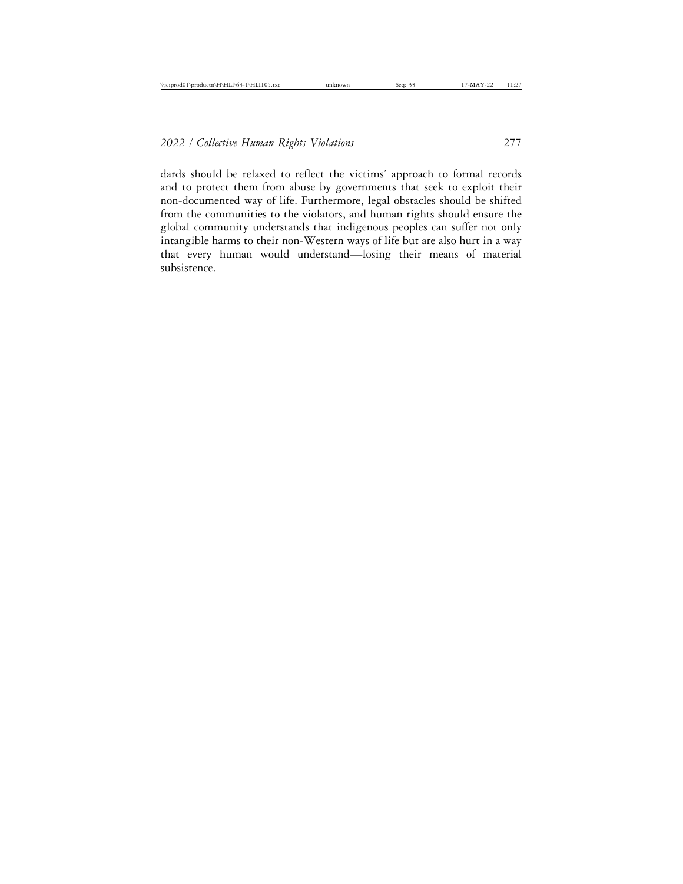dards should be relaxed to reflect the victims' approach to formal records and to protect them from abuse by governments that seek to exploit their non-documented way of life. Furthermore, legal obstacles should be shifted from the communities to the violators, and human rights should ensure the global community understands that indigenous peoples can suffer not only intangible harms to their non-Western ways of life but are also hurt in a way that every human would understand—losing their means of material subsistence.